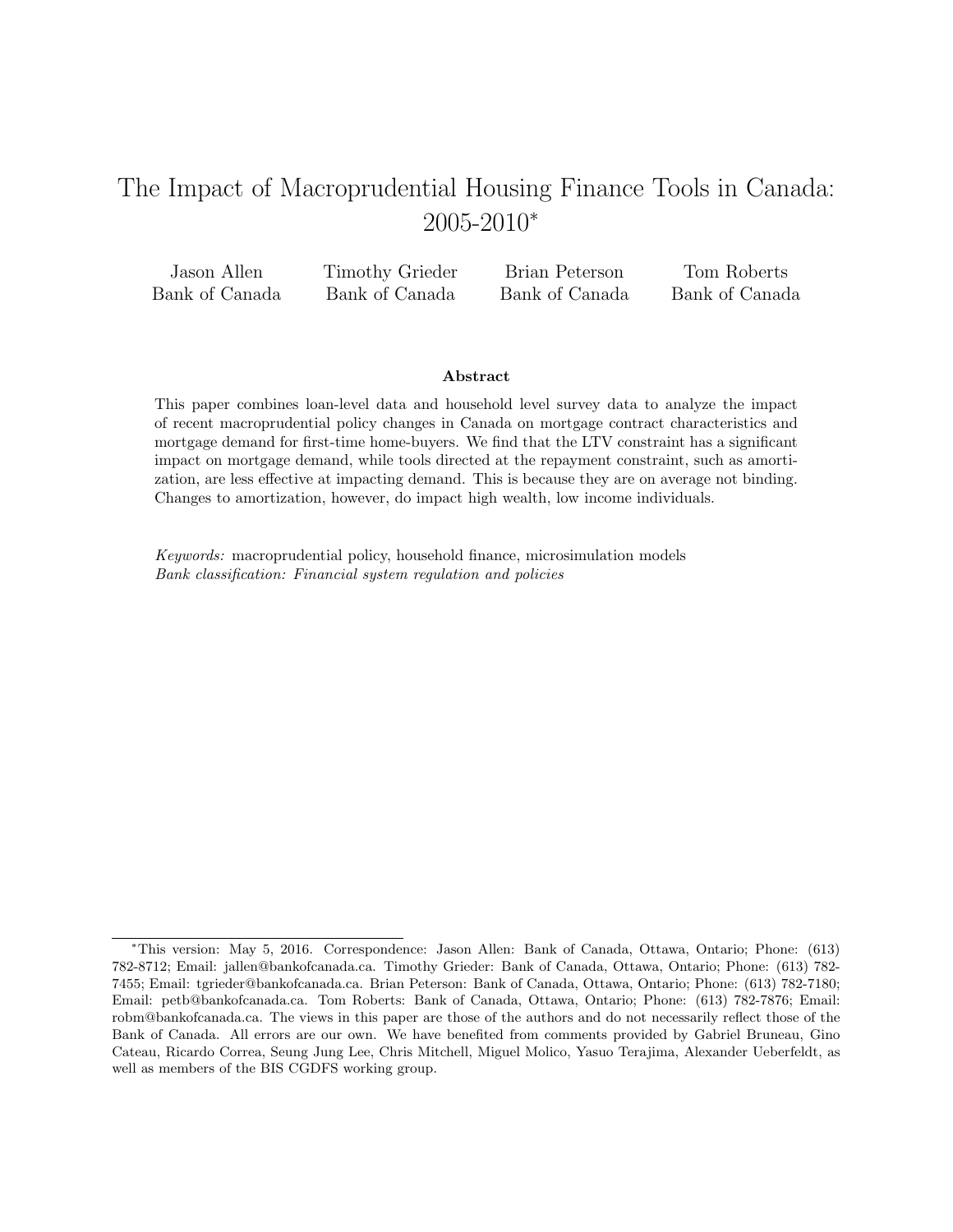# The Impact of Macroprudential Housing Finance Tools in Canada: 2005-2010*

| Jason Allen | Timothy Grieder | Brian Peterson | Tom Roberts |
|---|---|---|---|
| Bank of Canada | Bank of Canada | Bank of Canada | Bank of Canada |

**Abstract**

This paper combines loan-level data and household level survey data to analyze the impact of recent macroprudential policy changes in Canada on mortgage contract characteristics and mortgage demand for first-time home-buyers. We find that the LTV constraint has a significant impact on mortgage demand, while tools directed at the repayment constraint, such as amortization, are less effective at impacting demand. This is because they are on average not binding. Changes to amortization, however, do impact high wealth, low income individuals.

*Keywords:* macroprudential policy, household finance, microsimulation models
*Bank classification: Financial system regulation and policies*

---

*This version: May 5, 2016. Correspondence: Jason Allen: Bank of Canada, Ottawa, Ontario; Phone: (613) 782-8712; Email: jallen@bankofcanada.ca. Timothy Grieder: Bank of Canada, Ottawa, Ontario; Phone: (613) 782-7455; Email: tgrieder@bankofcanada.ca. Brian Peterson: Bank of Canada, Ottawa, Ontario; Phone: (613) 782-7180; Email: petb@bankofcanada.ca. Tom Roberts: Bank of Canada, Ottawa, Ontario; Phone: (613) 782-7876; Email: robm@bankofcanada.ca. The views in this paper are those of the authors and do not necessarily reflect those of the Bank of Canada. All errors are our own. We have benefited from comments provided by Gabriel Bruneau, Gino Cateau, Ricardo Correa, Seung Jung Lee, Chris Mitchell, Miguel Molico, Yasuo Terajima, Alexander Ueberfeldt, as well as members of the BIS CGDFS working group.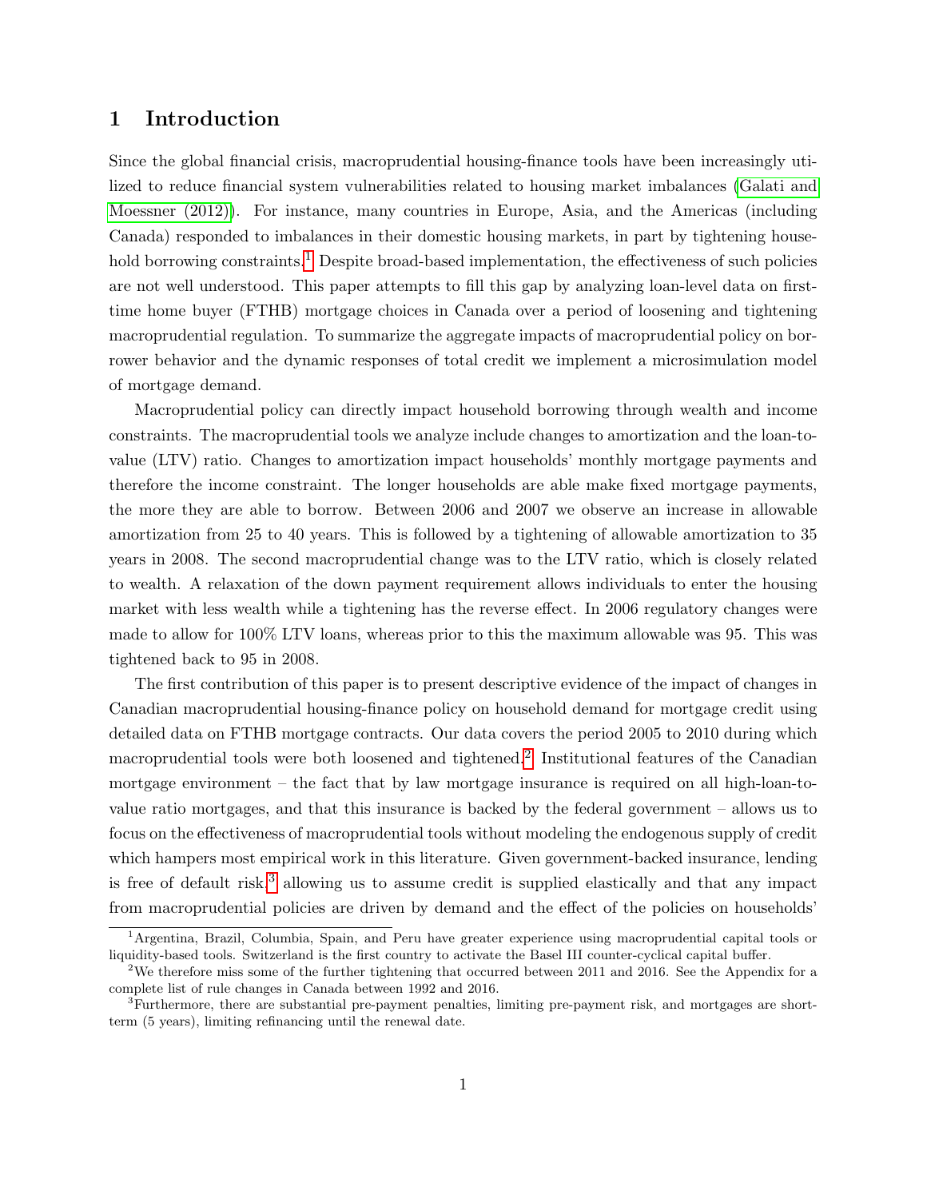# 1 Introduction

Since the global financial crisis, macroprudential housing-finance tools have been increasingly utilized to reduce financial system vulnerabilities related to housing market imbalances (Galati and Moessner (2012)). For instance, many countries in Europe, Asia, and the Americas (including Canada) responded to imbalances in their domestic housing markets, in part by tightening household borrowing constraints.[1] Despite broad-based implementation, the effectiveness of such policies are not well understood. This paper attempts to fill this gap by analyzing loan-level data on first-time home buyer (FTHB) mortgage choices in Canada over a period of loosening and tightening macroprudential regulation. To summarize the aggregate impacts of macroprudential policy on borrower behavior and the dynamic responses of total credit we implement a microsimulation model of mortgage demand.

Macroprudential policy can directly impact household borrowing through wealth and income constraints. The macroprudential tools we analyze include changes to amortization and the loan-to-value (LTV) ratio. Changes to amortization impact households' monthly mortgage payments and therefore the income constraint. The longer households are able make fixed mortgage payments, the more they are able to borrow. Between 2006 and 2007 we observe an increase in allowable amortization from 25 to 40 years. This is followed by a tightening of allowable amortization to 35 years in 2008. The second macroprudential change was to the LTV ratio, which is closely related to wealth. A relaxation of the down payment requirement allows individuals to enter the housing market with less wealth while a tightening has the reverse effect. In 2006 regulatory changes were made to allow for 100% LTV loans, whereas prior to this the maximum allowable was 95. This was tightened back to 95 in 2008.

The first contribution of this paper is to present descriptive evidence of the impact of changes in Canadian macroprudential housing-finance policy on household demand for mortgage credit using detailed data on FTHB mortgage contracts. Our data covers the period 2005 to 2010 during which macroprudential tools were both loosened and tightened.[2] Institutional features of the Canadian mortgage environment – the fact that by law mortgage insurance is required on all high-loan-to-value ratio mortgages, and that this insurance is backed by the federal government – allows us to focus on the effectiveness of macroprudential tools without modeling the endogenous supply of credit which hampers most empirical work in this literature. Given government-backed insurance, lending is free of default risk,[3] allowing us to assume credit is supplied elastically and that any impact from macroprudential policies are driven by demand and the effect of the policies on households'

[1] Argentina, Brazil, Columbia, Spain, and Peru have greater experience using macroprudential capital tools or liquidity-based tools. Switzerland is the first country to activate the Basel III counter-cyclical capital buffer.

[2] We therefore miss some of the further tightening that occurred between 2011 and 2016. See the Appendix for a complete list of rule changes in Canada between 1992 and 2016.

[3] Furthermore, there are substantial pre-payment penalties, limiting pre-payment risk, and mortgages are short-term (5 years), limiting refinancing until the renewal date.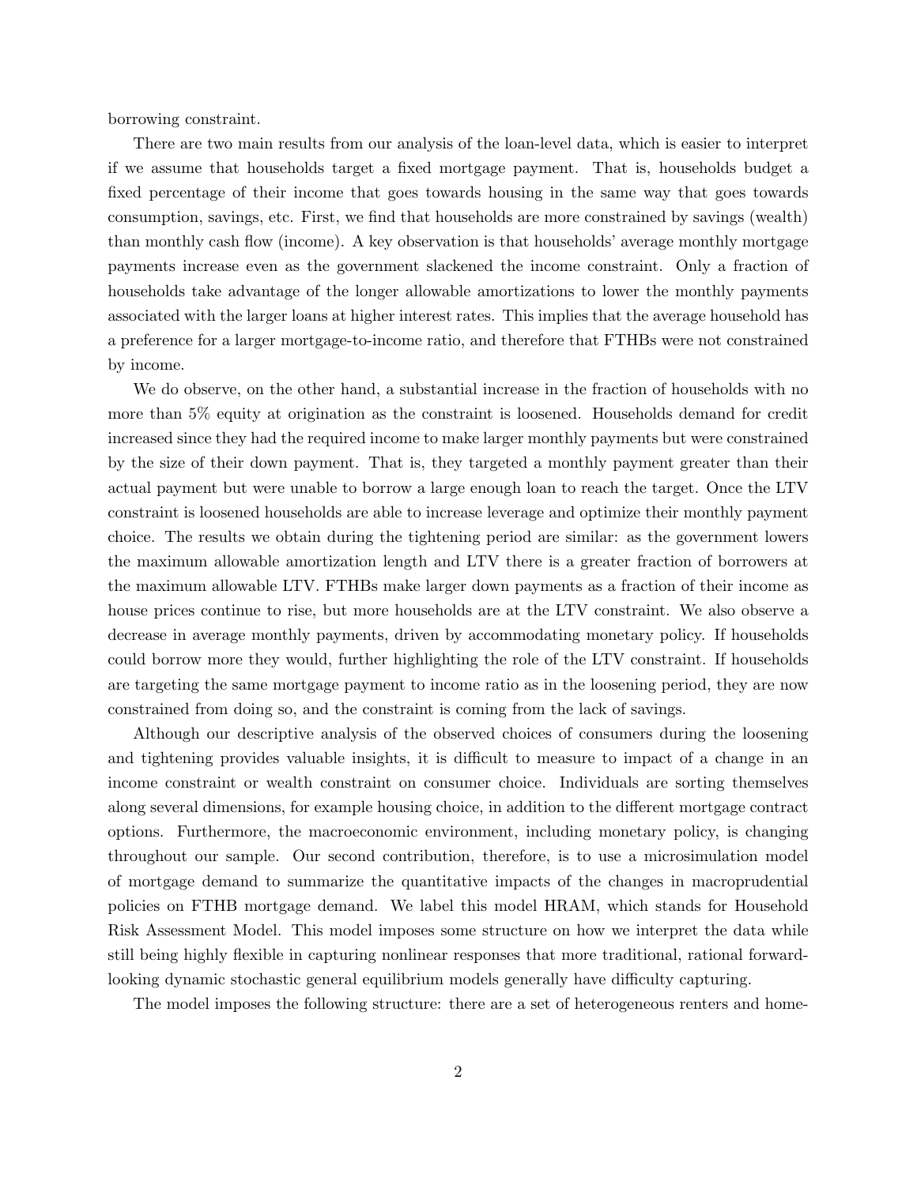borrowing constraint.

There are two main results from our analysis of the loan-level data, which is easier to interpret if we assume that households target a fixed mortgage payment. That is, households budget a fixed percentage of their income that goes towards housing in the same way that goes towards consumption, savings, etc. First, we find that households are more constrained by savings (wealth) than monthly cash flow (income). A key observation is that households' average monthly mortgage payments increase even as the government slackened the income constraint. Only a fraction of households take advantage of the longer allowable amortizations to lower the monthly payments associated with the larger loans at higher interest rates. This implies that the average household has a preference for a larger mortgage-to-income ratio, and therefore that FTHBs were not constrained by income.

We do observe, on the other hand, a substantial increase in the fraction of households with no more than 5% equity at origination as the constraint is loosened. Households demand for credit increased since they had the required income to make larger monthly payments but were constrained by the size of their down payment. That is, they targeted a monthly payment greater than their actual payment but were unable to borrow a large enough loan to reach the target. Once the LTV constraint is loosened households are able to increase leverage and optimize their monthly payment choice. The results we obtain during the tightening period are similar: as the government lowers the maximum allowable amortization length and LTV there is a greater fraction of borrowers at the maximum allowable LTV. FTHBs make larger down payments as a fraction of their income as house prices continue to rise, but more households are at the LTV constraint. We also observe a decrease in average monthly payments, driven by accommodating monetary policy. If households could borrow more they would, further highlighting the role of the LTV constraint. If households are targeting the same mortgage payment to income ratio as in the loosening period, they are now constrained from doing so, and the constraint is coming from the lack of savings.

Although our descriptive analysis of the observed choices of consumers during the loosening and tightening provides valuable insights, it is difficult to measure to impact of a change in an income constraint or wealth constraint on consumer choice. Individuals are sorting themselves along several dimensions, for example housing choice, in addition to the different mortgage contract options. Furthermore, the macroeconomic environment, including monetary policy, is changing throughout our sample. Our second contribution, therefore, is to use a microsimulation model of mortgage demand to summarize the quantitative impacts of the changes in macroprudential policies on FTHB mortgage demand. We label this model HRAM, which stands for Household Risk Assessment Model. This model imposes some structure on how we interpret the data while still being highly flexible in capturing nonlinear responses that more traditional, rational forward-looking dynamic stochastic general equilibrium models generally have difficulty capturing.

The model imposes the following structure: there are a set of heterogeneous renters and home-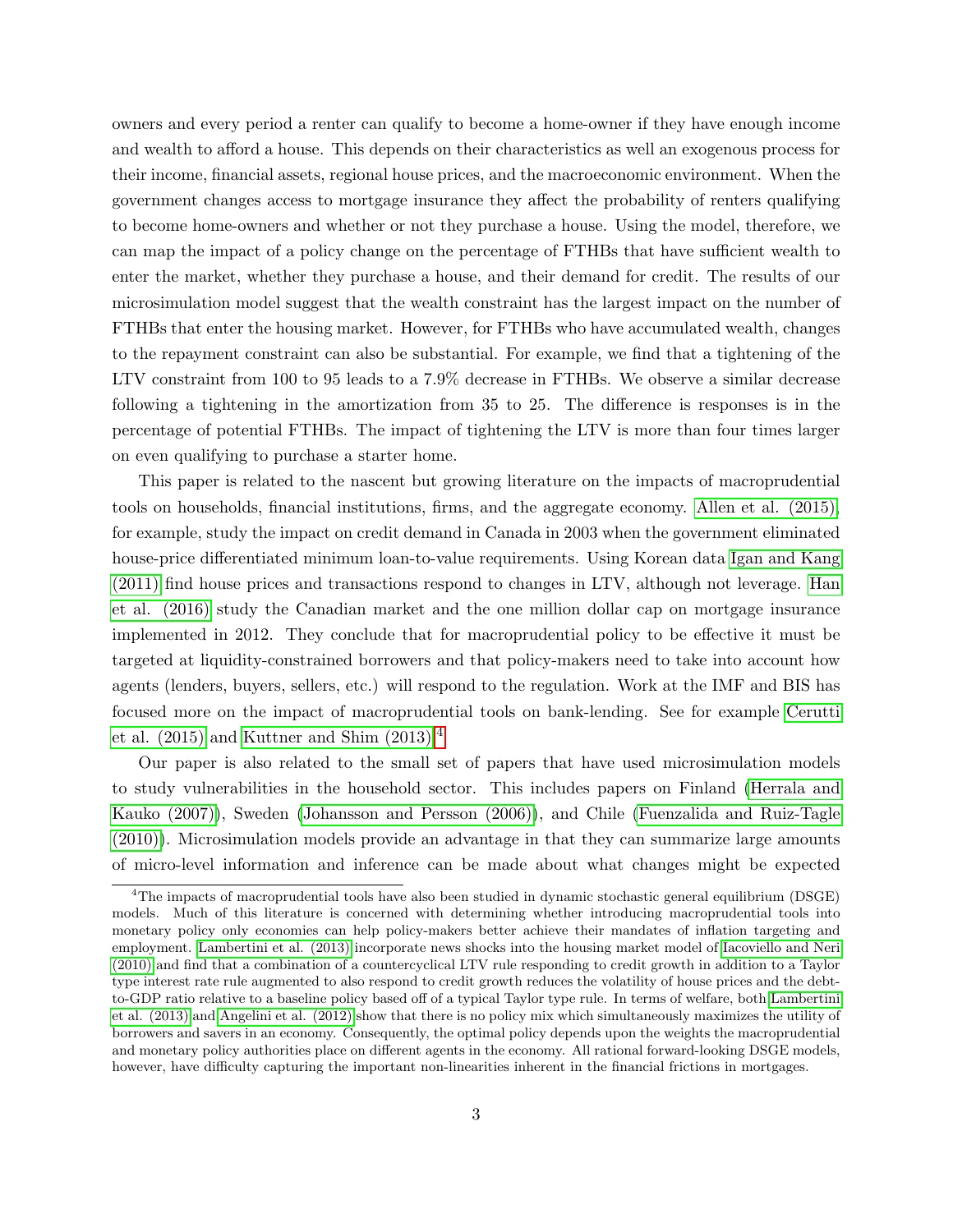owners and every period a renter can qualify to become a home-owner if they have enough income and wealth to afford a house. This depends on their characteristics as well an exogenous process for their income, financial assets, regional house prices, and the macroeconomic environment. When the government changes access to mortgage insurance they affect the probability of renters qualifying to become home-owners and whether or not they purchase a house. Using the model, therefore, we can map the impact of a policy change on the percentage of FTHBs that have sufficient wealth to enter the market, whether they purchase a house, and their demand for credit. The results of our microsimulation model suggest that the wealth constraint has the largest impact on the number of FTHBs that enter the housing market. However, for FTHBs who have accumulated wealth, changes to the repayment constraint can also be substantial. For example, we find that a tightening of the LTV constraint from 100 to 95 leads to a 7.9% decrease in FTHBs. We observe a similar decrease following a tightening in the amortization from 35 to 25. The difference is responses is in the percentage of potential FTHBs. The impact of tightening the LTV is more than four times larger on even qualifying to purchase a starter home.

This paper is related to the nascent but growing literature on the impacts of macroprudential tools on households, financial institutions, firms, and the aggregate economy. Allen et al. (2015), for example, study the impact on credit demand in Canada in 2003 when the government eliminated house-price differentiated minimum loan-to-value requirements. Using Korean data Igan and Kang (2011) find house prices and transactions respond to changes in LTV, although not leverage. Han et al. (2016) study the Canadian market and the one million dollar cap on mortgage insurance implemented in 2012. They conclude that for macroprudential policy to be effective it must be targeted at liquidity-constrained borrowers and that policy-makers need to take into account how agents (lenders, buyers, sellers, etc.) will respond to the regulation. Work at the IMF and BIS has focused more on the impact of macroprudential tools on bank-lending. See for example Cerutti et al. (2015) and Kuttner and Shim (2013).[4]

Our paper is also related to the small set of papers that have used microsimulation models to study vulnerabilities in the household sector. This includes papers on Finland (Herrala and Kauko (2007)), Sweden (Johansson and Persson (2006)), and Chile (Fuenzalida and Ruiz-Tagle (2010)). Microsimulation models provide an advantage in that they can summarize large amounts of micro-level information and inference can be made about what changes might be expected

[4]The impacts of macroprudential tools have also been studied in dynamic stochastic general equilibrium (DSGE) models. Much of this literature is concerned with determining whether introducing macroprudential tools into monetary policy only economies can help policy-makers better achieve their mandates of inflation targeting and employment. Lambertini et al. (2013) incorporate news shocks into the housing market model of Iacoviello and Neri (2010) and find that a combination of a countercyclical LTV rule responding to credit growth in addition to a Taylor type interest rate rule augmented to also respond to credit growth reduces the volatility of house prices and the debt-to-GDP ratio relative to a baseline policy based off of a typical Taylor type rule. In terms of welfare, both Lambertini et al. (2013) and Angelini et al. (2012) show that there is no policy mix which simultaneously maximizes the utility of borrowers and savers in an economy. Consequently, the optimal policy depends upon the weights the macroprudential and monetary policy authorities place on different agents in the economy. All rational forward-looking DSGE models, however, have difficulty capturing the important non-linearities inherent in the financial frictions in mortgages.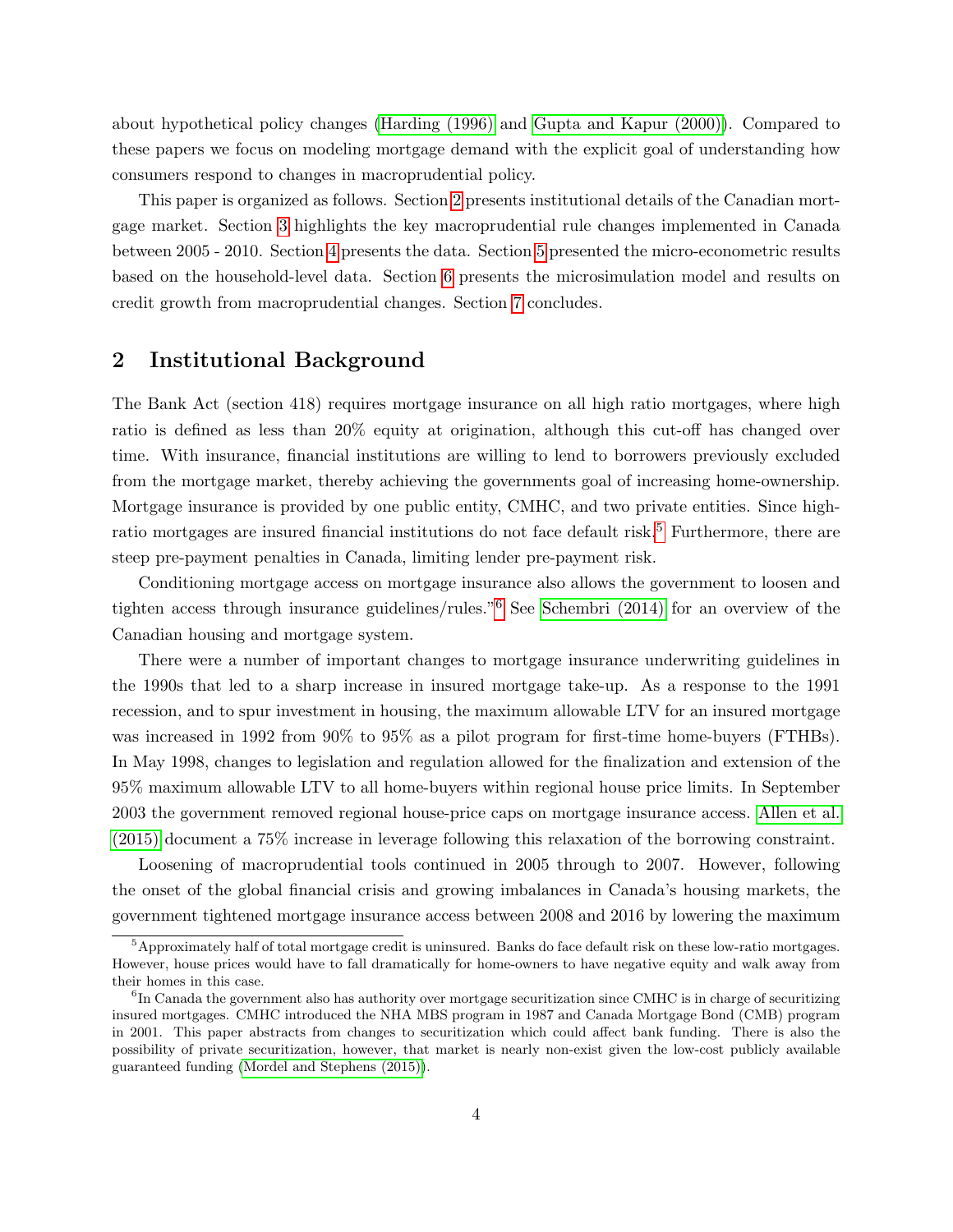about hypothetical policy changes (Harding (1996) and Gupta and Kapur (2000)). Compared to these papers we focus on modeling mortgage demand with the explicit goal of understanding how consumers respond to changes in macroprudential policy.

This paper is organized as follows. Section 2 presents institutional details of the Canadian mortgage market. Section 3 highlights the key macroprudential rule changes implemented in Canada between 2005 - 2010. Section 4 presents the data. Section 5 presented the micro-econometric results based on the household-level data. Section 6 presents the microsimulation model and results on credit growth from macroprudential changes. Section 7 concludes.

## 2 Institutional Background

The Bank Act (section 418) requires mortgage insurance on all high ratio mortgages, where high ratio is defined as less than 20% equity at origination, although this cut-off has changed over time. With insurance, financial institutions are willing to lend to borrowers previously excluded from the mortgage market, thereby achieving the governments goal of increasing home-ownership. Mortgage insurance is provided by one public entity, CMHC, and two private entities. Since high-ratio mortgages are insured financial institutions do not face default risk.[5] Furthermore, there are steep pre-payment penalties in Canada, limiting lender pre-payment risk.

Conditioning mortgage access on mortgage insurance also allows the government to loosen and tighten access through insurance guidelines/rules."[6] See Schembri (2014) for an overview of the Canadian housing and mortgage system.

There were a number of important changes to mortgage insurance underwriting guidelines in the 1990s that led to a sharp increase in insured mortgage take-up. As a response to the 1991 recession, and to spur investment in housing, the maximum allowable LTV for an insured mortgage was increased in 1992 from 90% to 95% as a pilot program for first-time home-buyers (FTHBs). In May 1998, changes to legislation and regulation allowed for the finalization and extension of the 95% maximum allowable LTV to all home-buyers within regional house price limits. In September 2003 the government removed regional house-price caps on mortgage insurance access. Allen et al. (2015) document a 75% increase in leverage following this relaxation of the borrowing constraint.

Loosening of macroprudential tools continued in 2005 through to 2007. However, following the onset of the global financial crisis and growing imbalances in Canada's housing markets, the government tightened mortgage insurance access between 2008 and 2016 by lowering the maximum

[5] Approximately half of total mortgage credit is uninsured. Banks do face default risk on these low-ratio mortgages. However, house prices would have to fall dramatically for home-owners to have negative equity and walk away from their homes in this case.

[6] In Canada the government also has authority over mortgage securitization since CMHC is in charge of securitizing insured mortgages. CMHC introduced the NHA MBS program in 1987 and Canada Mortgage Bond (CMB) program in 2001. This paper abstracts from changes to securitization which could affect bank funding. There is also the possibility of private securitization, however, that market is nearly non-exist given the low-cost publicly available guaranteed funding (Mordel and Stephens (2015)).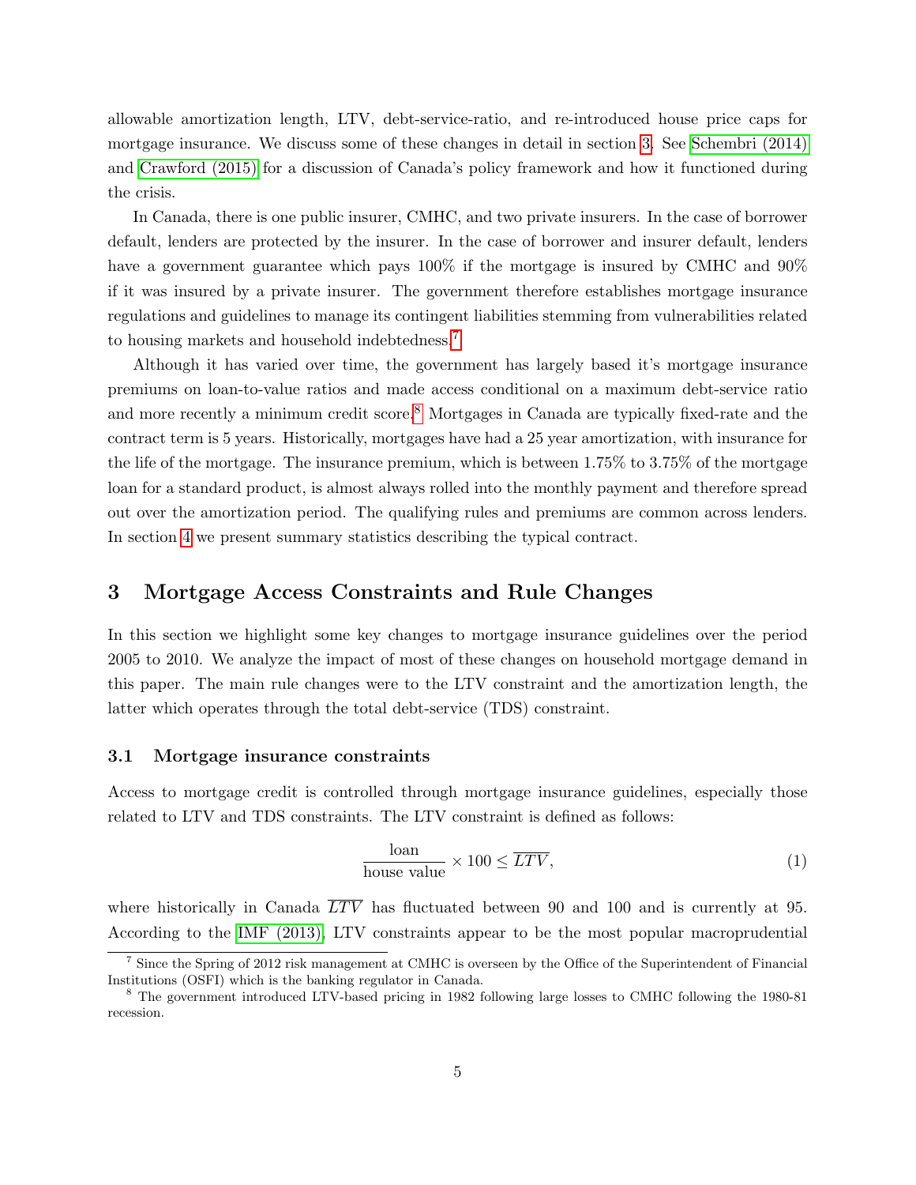allowable amortization length, LTV, debt-service-ratio, and re-introduced house price caps for mortgage insurance. We discuss some of these changes in detail in section 3. See Schembri (2014) and Crawford (2015) for a discussion of Canada's policy framework and how it functioned during the crisis.

In Canada, there is one public insurer, CMHC, and two private insurers. In the case of borrower default, lenders are protected by the insurer. In the case of borrower and insurer default, lenders have a government guarantee which pays 100% if the mortgage is insured by CMHC and 90% if it was insured by a private insurer. The government therefore establishes mortgage insurance regulations and guidelines to manage its contingent liabilities stemming from vulnerabilities related to housing markets and household indebtedness.[7]

Although it has varied over time, the government has largely based it's mortgage insurance premiums on loan-to-value ratios and made access conditional on a maximum debt-service ratio and more recently a minimum credit score.[8] Mortgages in Canada are typically fixed-rate and the contract term is 5 years. Historically, mortgages have had a 25 year amortization, with insurance for the life of the mortgage. The insurance premium, which is between 1.75% to 3.75% of the mortgage loan for a standard product, is almost always rolled into the monthly payment and therefore spread out over the amortization period. The qualifying rules and premiums are common across lenders. In section 4 we present summary statistics describing the typical contract.

## 3 Mortgage Access Constraints and Rule Changes

In this section we highlight some key changes to mortgage insurance guidelines over the period 2005 to 2010. We analyze the impact of most of these changes on household mortgage demand in this paper. The main rule changes were to the LTV constraint and the amortization length, the latter which operates through the total debt-service (TDS) constraint.

### 3.1 Mortgage insurance constraints

Access to mortgage credit is controlled through mortgage insurance guidelines, especially those related to LTV and TDS constraints. The LTV constraint is defined as follows:

$$\frac{\text{loan}}{\text{house value}} \times 100 \leq \overline{LTV}, \tag{1}$$

where historically in Canada $\overline{LTV}$ has fluctuated between 90 and 100 and is currently at 95. According to the IMF (2013), LTV constraints appear to be the most popular macroprudential

[7] Since the Spring of 2012 risk management at CMHC is overseen by the Office of the Superintendent of Financial Institutions (OSFI) which is the banking regulator in Canada.

[8] The government introduced LTV-based pricing in 1982 following large losses to CMHC following the 1980-81 recession.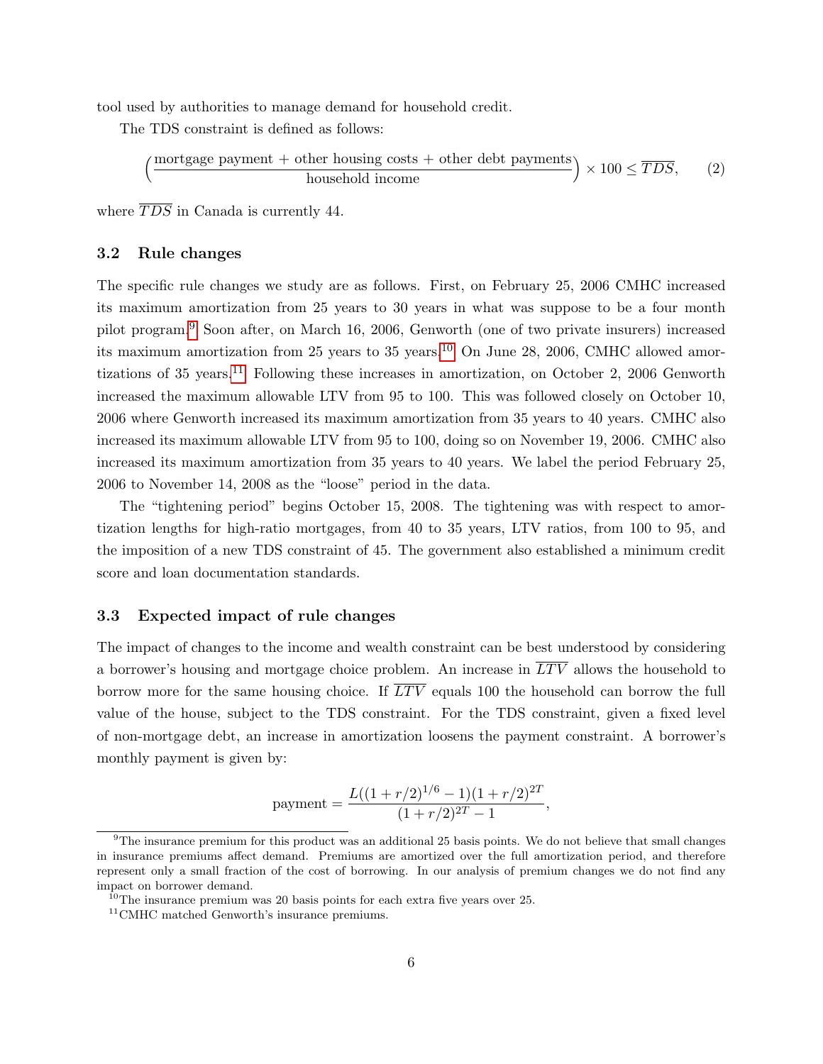tool used by authorities to manage demand for household credit.

The TDS constraint is defined as follows:

$$\Big(\frac{\text{mortgage payment} + \text{other housing costs} + \text{other debt payments}}{\text{household income}}\Big) \times 100 \leq \overline{TDS}, \qquad (2)$$

where $\overline{TDS}$ in Canada is currently 44.

### 3.2 Rule changes

The specific rule changes we study are as follows. First, on February 25, 2006 CMHC increased its maximum amortization from 25 years to 30 years in what was suppose to be a four month pilot program.[9] Soon after, on March 16, 2006, Genworth (one of two private insurers) increased its maximum amortization from 25 years to 35 years.[10] On June 28, 2006, CMHC allowed amortizations of 35 years.[11] Following these increases in amortization, on October 2, 2006 Genworth increased the maximum allowable LTV from 95 to 100. This was followed closely on October 10, 2006 where Genworth increased its maximum amortization from 35 years to 40 years. CMHC also increased its maximum allowable LTV from 95 to 100, doing so on November 19, 2006. CMHC also increased its maximum amortization from 35 years to 40 years. We label the period February 25, 2006 to November 14, 2008 as the "loose" period in the data.

The "tightening period" begins October 15, 2008. The tightening was with respect to amortization lengths for high-ratio mortgages, from 40 to 35 years, LTV ratios, from 100 to 95, and the imposition of a new TDS constraint of 45. The government also established a minimum credit score and loan documentation standards.

### 3.3 Expected impact of rule changes

The impact of changes to the income and wealth constraint can be best understood by considering a borrower's housing and mortgage choice problem. An increase in $\overline{LTV}$ allows the household to borrow more for the same housing choice. If $\overline{LTV}$ equals 100 the household can borrow the full value of the house, subject to the TDS constraint. For the TDS constraint, given a fixed level of non-mortgage debt, an increase in amortization loosens the payment constraint. A borrower's monthly payment is given by:

$$\text{payment} = \frac{L((1+r/2)^{1/6}-1)(1+r/2)^{2T}}{(1+r/2)^{2T}-1},$$

[9] The insurance premium for this product was an additional 25 basis points. We do not believe that small changes in insurance premiums affect demand. Premiums are amortized over the full amortization period, and therefore represent only a small fraction of the cost of borrowing. In our analysis of premium changes we do not find any impact on borrower demand.

[10] The insurance premium was 20 basis points for each extra five years over 25.

[11] CMHC matched Genworth's insurance premiums.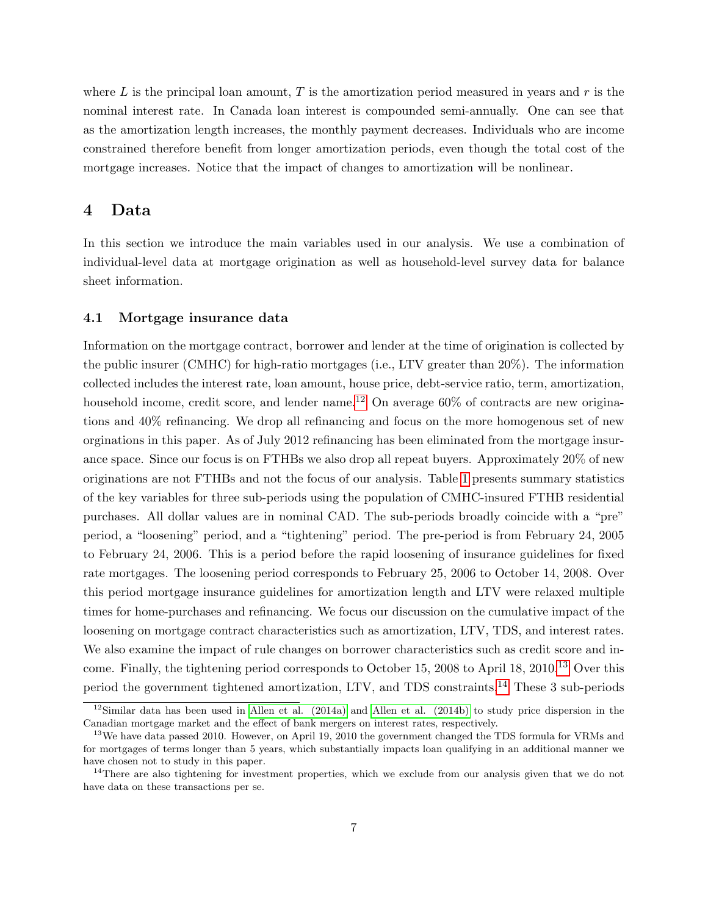where $L$ is the principal loan amount, $T$ is the amortization period measured in years and $r$ is the nominal interest rate. In Canada loan interest is compounded semi-annually. One can see that as the amortization length increases, the monthly payment decreases. Individuals who are income constrained therefore benefit from longer amortization periods, even though the total cost of the mortgage increases. Notice that the impact of changes to amortization will be nonlinear.

## 4 Data

In this section we introduce the main variables used in our analysis. We use a combination of individual-level data at mortgage origination as well as household-level survey data for balance sheet information.

### 4.1 Mortgage insurance data

Information on the mortgage contract, borrower and lender at the time of origination is collected by the public insurer (CMHC) for high-ratio mortgages (i.e., LTV greater than 20%). The information collected includes the interest rate, loan amount, house price, debt-service ratio, term, amortization, household income, credit score, and lender name.[12] On average 60% of contracts are new originations and 40% refinancing. We drop all refinancing and focus on the more homogenous set of new orginations in this paper. As of July 2012 refinancing has been eliminated from the mortgage insurance space. Since our focus is on FTHBs we also drop all repeat buyers. Approximately 20% of new originations are not FTHBs and not the focus of our analysis. Table 1 presents summary statistics of the key variables for three sub-periods using the population of CMHC-insured FTHB residential purchases. All dollar values are in nominal CAD. The sub-periods broadly coincide with a "pre" period, a "loosening" period, and a "tightening" period. The pre-period is from February 24, 2005 to February 24, 2006. This is a period before the rapid loosening of insurance guidelines for fixed rate mortgages. The loosening period corresponds to February 25, 2006 to October 14, 2008. Over this period mortgage insurance guidelines for amortization length and LTV were relaxed multiple times for home-purchases and refinancing. We focus our discussion on the cumulative impact of the loosening on mortgage contract characteristics such as amortization, LTV, TDS, and interest rates. We also examine the impact of rule changes on borrower characteristics such as credit score and income. Finally, the tightening period corresponds to October 15, 2008 to April 18, 2010.[13] Over this period the government tightened amortization, LTV, and TDS constraints.[14] These 3 sub-periods

[12] Similar data has been used in Allen et al. (2014a) and Allen et al. (2014b) to study price dispersion in the Canadian mortgage market and the effect of bank mergers on interest rates, respectively.

[13] We have data passed 2010. However, on April 19, 2010 the government changed the TDS formula for VRMs and for mortgages of terms longer than 5 years, which substantially impacts loan qualifying in an additional manner we have chosen not to study in this paper.

[14] There are also tightening for investment properties, which we exclude from our analysis given that we do not have data on these transactions per se.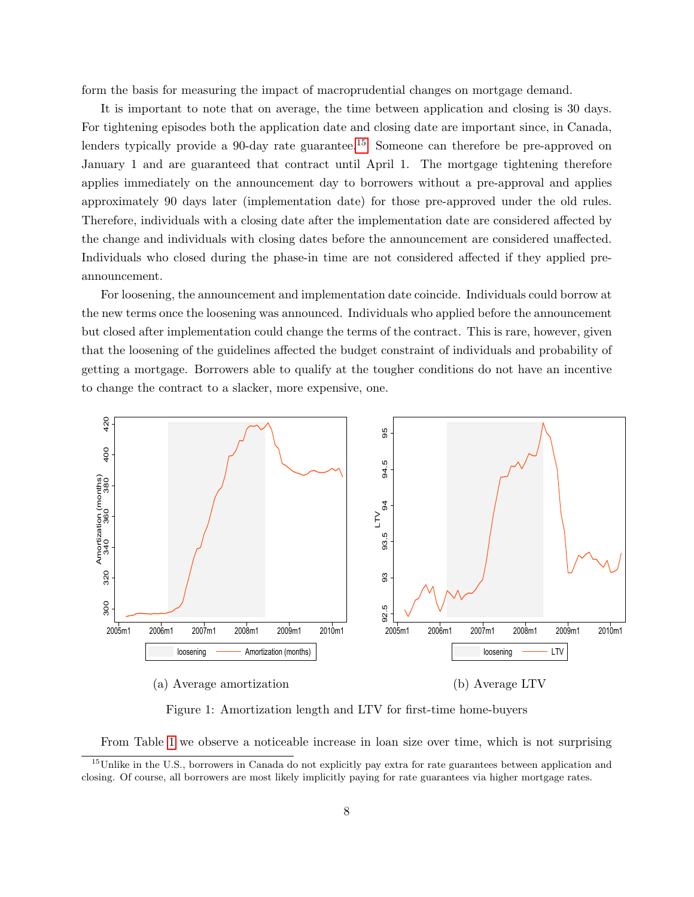form the basis for measuring the impact of macroprudential changes on mortgage demand.

It is important to note that on average, the time between application and closing is 30 days. For tightening episodes both the application date and closing date are important since, in Canada, lenders typically provide a 90-day rate guarantee.[15] Someone can therefore be pre-approved on January 1 and are guaranteed that contract until April 1. The mortgage tightening therefore applies immediately on the announcement day to borrowers without a pre-approval and applies approximately 90 days later (implementation date) for those pre-approved under the old rules. Therefore, individuals with a closing date after the implementation date are considered affected by the change and individuals with closing dates before the announcement are considered unaffected. Individuals who closed during the phase-in time are not considered affected if they applied pre-announcement.

For loosening, the announcement and implementation date coincide. Individuals could borrow at the new terms once the loosening was announced. Individuals who applied before the announcement but closed after implementation could change the terms of the contract. This is rare, however, given that the loosening of the guidelines affected the budget constraint of individuals and probability of getting a mortgage. Borrowers able to qualify at the tougher conditions do not have an incentive to change the contract to a slacker, more expensive, one.

(a) Average amortization

(b) Average LTV

Figure 1: Amortization length and LTV for first-time home-buyers

From Table 1 we observe a noticeable increase in loan size over time, which is not surprising

[15] Unlike in the U.S., borrowers in Canada do not explicitly pay extra for rate guarantees between application and closing. Of course, all borrowers are most likely implicitly paying for rate guarantees via higher mortgage rates.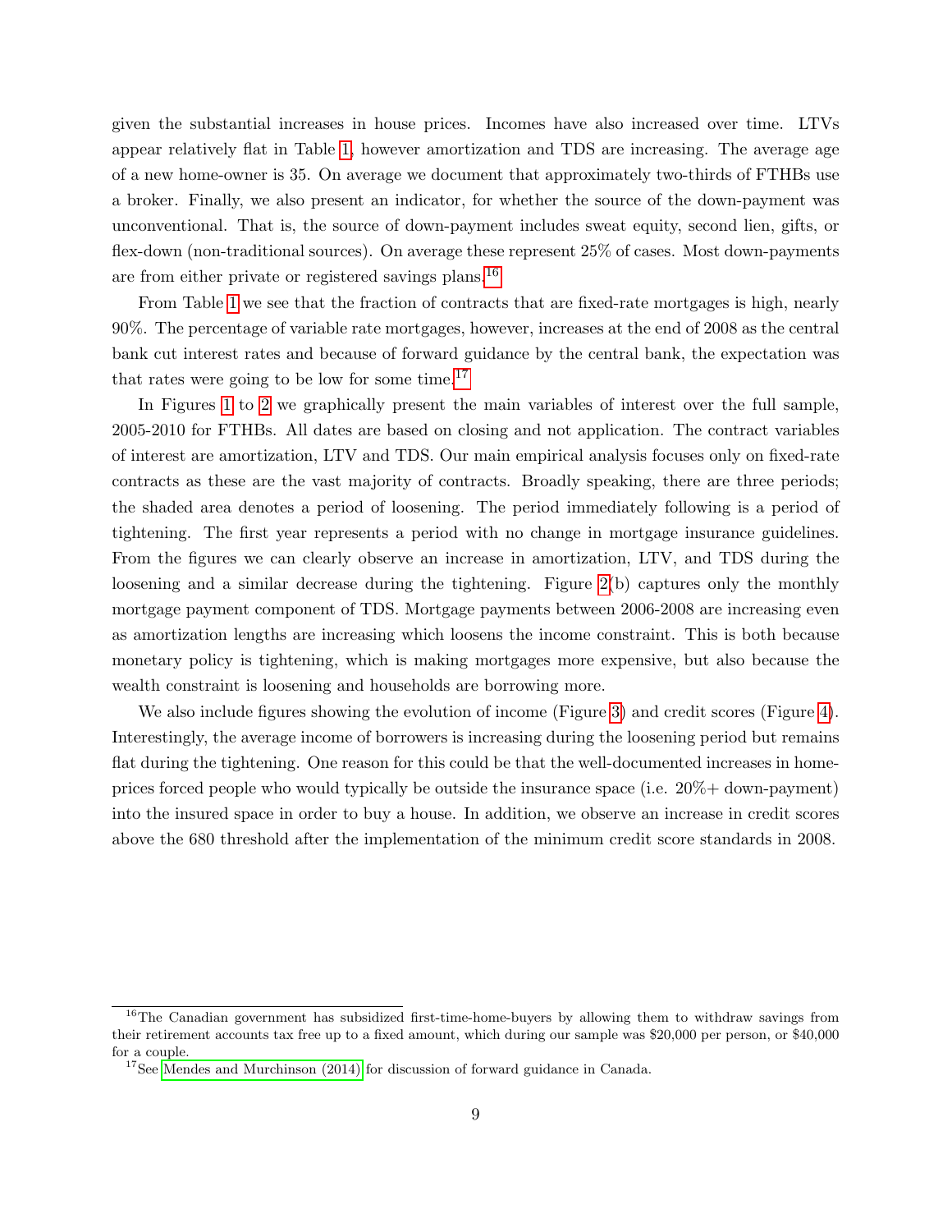given the substantial increases in house prices. Incomes have also increased over time. LTVs appear relatively flat in Table 1, however amortization and TDS are increasing. The average age of a new home-owner is 35. On average we document that approximately two-thirds of FTHBs use a broker. Finally, we also present an indicator, for whether the source of the down-payment was unconventional. That is, the source of down-payment includes sweat equity, second lien, gifts, or flex-down (non-traditional sources). On average these represent 25% of cases. Most down-payments are from either private or registered savings plans.[16]

From Table 1 we see that the fraction of contracts that are fixed-rate mortgages is high, nearly 90%. The percentage of variable rate mortgages, however, increases at the end of 2008 as the central bank cut interest rates and because of forward guidance by the central bank, the expectation was that rates were going to be low for some time.[17]

In Figures 1 to 2 we graphically present the main variables of interest over the full sample, 2005-2010 for FTHBs. All dates are based on closing and not application. The contract variables of interest are amortization, LTV and TDS. Our main empirical analysis focuses only on fixed-rate contracts as these are the vast majority of contracts. Broadly speaking, there are three periods; the shaded area denotes a period of loosening. The period immediately following is a period of tightening. The first year represents a period with no change in mortgage insurance guidelines. From the figures we can clearly observe an increase in amortization, LTV, and TDS during the loosening and a similar decrease during the tightening. Figure 2(b) captures only the monthly mortgage payment component of TDS. Mortgage payments between 2006-2008 are increasing even as amortization lengths are increasing which loosens the income constraint. This is both because monetary policy is tightening, which is making mortgages more expensive, but also because the wealth constraint is loosening and households are borrowing more.

We also include figures showing the evolution of income (Figure 3) and credit scores (Figure 4). Interestingly, the average income of borrowers is increasing during the loosening period but remains flat during the tightening. One reason for this could be that the well-documented increases in home-prices forced people who would typically be outside the insurance space (i.e. 20%+ down-payment) into the insured space in order to buy a house. In addition, we observe an increase in credit scores above the 680 threshold after the implementation of the minimum credit score standards in 2008.

---

[16] The Canadian government has subsidized first-time-home-buyers by allowing them to withdraw savings from their retirement accounts tax free up to a fixed amount, which during our sample was $20,000 per person, or $40,000 for a couple.

[17] See Mendes and Murchinson (2014) for discussion of forward guidance in Canada.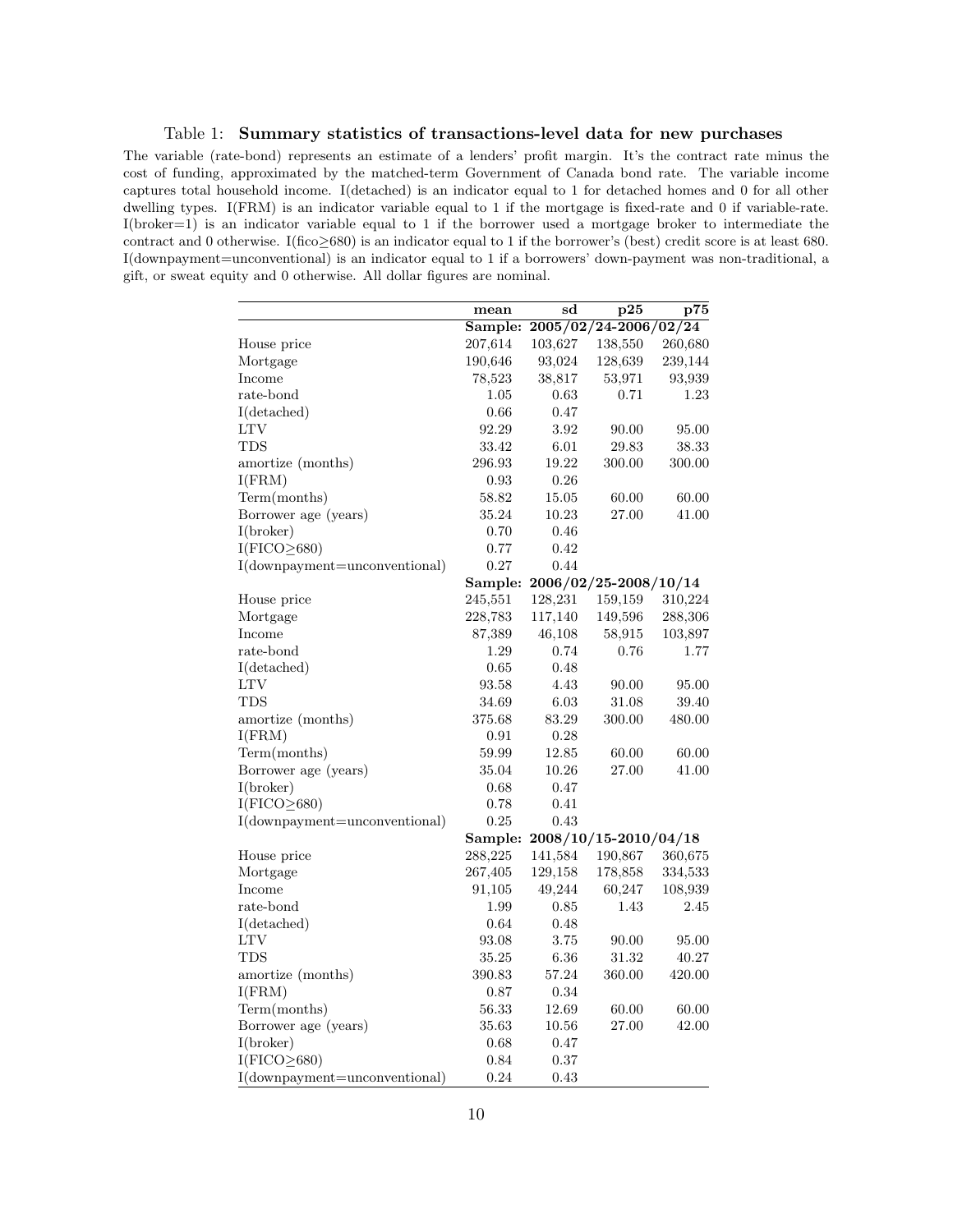Table 1: **Summary statistics of transactions-level data for new purchases**

The variable (rate-bond) represents an estimate of a lenders' profit margin. It's the contract rate minus the cost of funding, approximated by the matched-term Government of Canada bond rate. The variable income captures total household income. I(detached) is an indicator equal to 1 for detached homes and 0 for all other dwelling types. I(FRM) is an indicator variable equal to 1 if the mortgage is fixed-rate and 0 if variable-rate. I(broker=1) is an indicator variable equal to 1 if the borrower used a mortgage broker to intermediate the contract and 0 otherwise. I(fico≥680) is an indicator equal to 1 if the borrower's (best) credit score is at least 680. I(downpayment=unconventional) is an indicator equal to 1 if a borrowers' down-payment was non-traditional, a gift, or sweat equity and 0 otherwise. All dollar figures are nominal.

| | **mean** | **sd** | **p25** | **p75** |
|---|---|---|---|---|
| | **Sample: 2005/02/24-2006/02/24** | | | |
| House price | 207,614 | 103,627 | 138,550 | 260,680 |
| Mortgage | 190,646 | 93,024 | 128,639 | 239,144 |
| Income | 78,523 | 38,817 | 53,971 | 93,939 |
| rate-bond | 1.05 | 0.63 | 0.71 | 1.23 |
| I(detached) | 0.66 | 0.47 | | |
| LTV | 92.29 | 3.92 | 90.00 | 95.00 |
| TDS | 33.42 | 6.01 | 29.83 | 38.33 |
| amortize (months) | 296.93 | 19.22 | 300.00 | 300.00 |
| I(FRM) | 0.93 | 0.26 | | |
| Term(months) | 58.82 | 15.05 | 60.00 | 60.00 |
| Borrower age (years) | 35.24 | 10.23 | 27.00 | 41.00 |
| I(broker) | 0.70 | 0.46 | | |
| I(FICO≥680) | 0.77 | 0.42 | | |
| I(downpayment=unconventional) | 0.27 | 0.44 | | |
| | **Sample: 2006/02/25-2008/10/14** | | | |
| House price | 245,551 | 128,231 | 159,159 | 310,224 |
| Mortgage | 228,783 | 117,140 | 149,596 | 288,306 |
| Income | 87,389 | 46,108 | 58,915 | 103,897 |
| rate-bond | 1.29 | 0.74 | 0.76 | 1.77 |
| I(detached) | 0.65 | 0.48 | | |
| LTV | 93.58 | 4.43 | 90.00 | 95.00 |
| TDS | 34.69 | 6.03 | 31.08 | 39.40 |
| amortize (months) | 375.68 | 83.29 | 300.00 | 480.00 |
| I(FRM) | 0.91 | 0.28 | | |
| Term(months) | 59.99 | 12.85 | 60.00 | 60.00 |
| Borrower age (years) | 35.04 | 10.26 | 27.00 | 41.00 |
| I(broker) | 0.68 | 0.47 | | |
| I(FICO≥680) | 0.78 | 0.41 | | |
| I(downpayment=unconventional) | 0.25 | 0.43 | | |
| | **Sample: 2008/10/15-2010/04/18** | | | |
| House price | 288,225 | 141,584 | 190,867 | 360,675 |
| Mortgage | 267,405 | 129,158 | 178,858 | 334,533 |
| Income | 91,105 | 49,244 | 60,247 | 108,939 |
| rate-bond | 1.99 | 0.85 | 1.43 | 2.45 |
| I(detached) | 0.64 | 0.48 | | |
| LTV | 93.08 | 3.75 | 90.00 | 95.00 |
| TDS | 35.25 | 6.36 | 31.32 | 40.27 |
| amortize (months) | 390.83 | 57.24 | 360.00 | 420.00 |
| I(FRM) | 0.87 | 0.34 | | |
| Term(months) | 56.33 | 12.69 | 60.00 | 60.00 |
| Borrower age (years) | 35.63 | 10.56 | 27.00 | 42.00 |
| I(broker) | 0.68 | 0.47 | | |
| I(FICO≥680) | 0.84 | 0.37 | | |
| I(downpayment=unconventional) | 0.24 | 0.43 | | |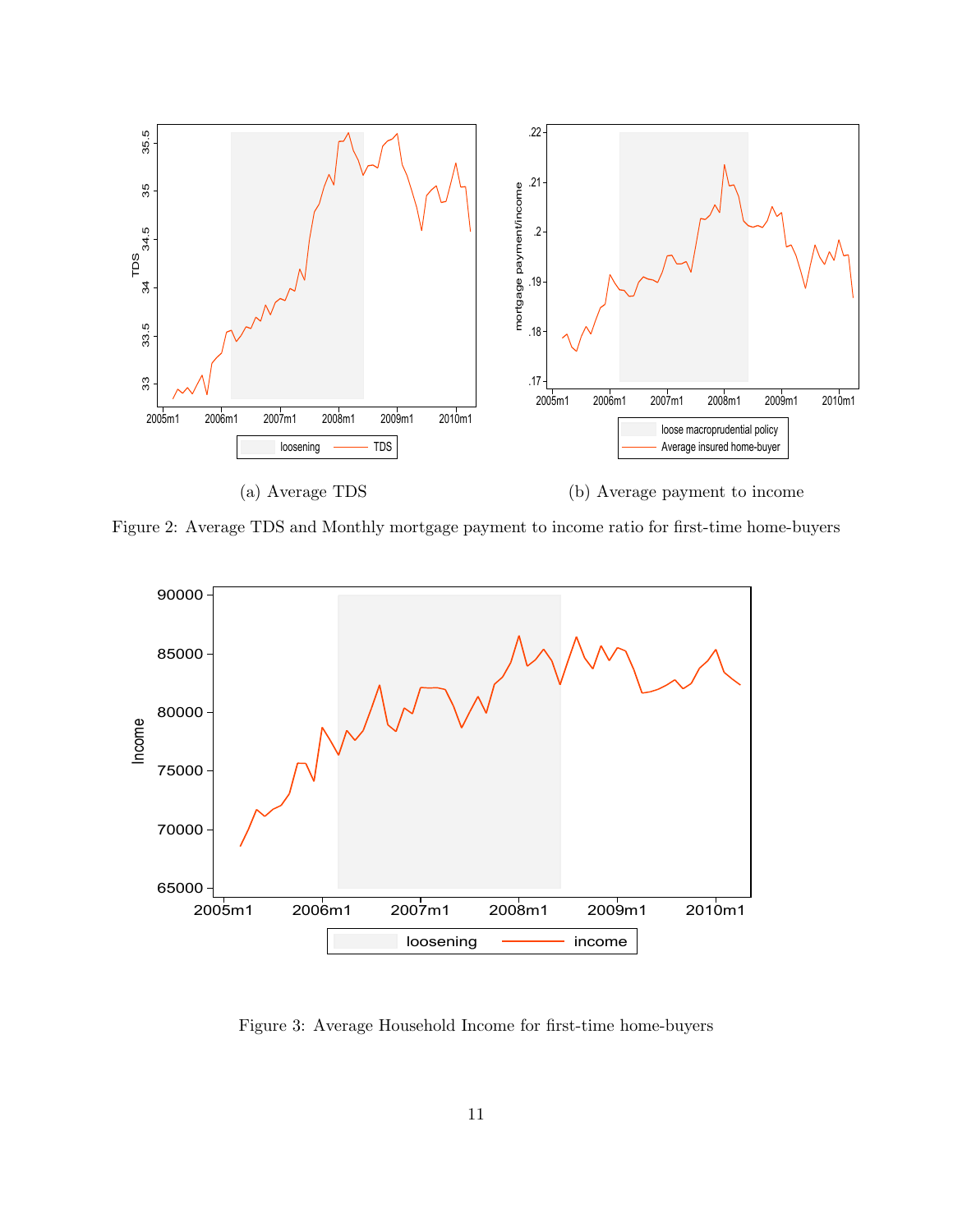(a) Average TDS

(b) Average payment to income

Figure 2: Average TDS and Monthly mortgage payment to income ratio for first-time home-buyers

Figure 3: Average Household Income for first-time home-buyers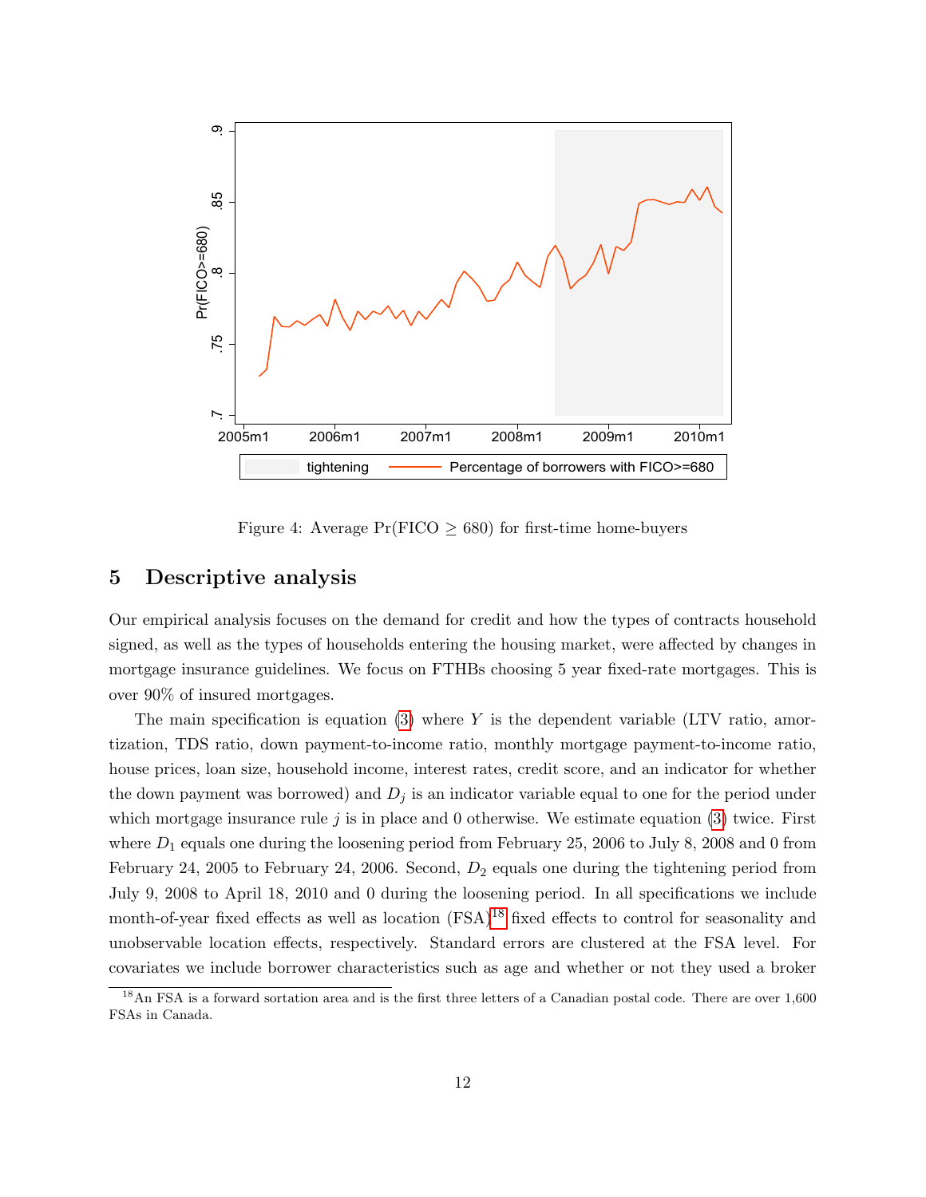Figure 4: Average Pr(FICO $\geq$ 680) for first-time home-buyers

## 5 Descriptive analysis

Our empirical analysis focuses on the demand for credit and how the types of contracts household signed, as well as the types of households entering the housing market, were affected by changes in mortgage insurance guidelines. We focus on FTHBs choosing 5 year fixed-rate mortgages. This is over 90% of insured mortgages.

The main specification is equation (3) where $Y$ is the dependent variable (LTV ratio, amortization, TDS ratio, down payment-to-income ratio, monthly mortgage payment-to-income ratio, house prices, loan size, household income, interest rates, credit score, and an indicator for whether the down payment was borrowed) and $D_j$ is an indicator variable equal to one for the period under which mortgage insurance rule $j$ is in place and 0 otherwise. We estimate equation (3) twice. First where $D_1$ equals one during the loosening period from February 25, 2006 to July 8, 2008 and 0 from February 24, 2005 to February 24, 2006. Second, $D_2$ equals one during the tightening period from July 9, 2008 to April 18, 2010 and 0 during the loosening period. In all specifications we include month-of-year fixed effects as well as location (FSA)[18] fixed effects to control for seasonality and unobservable location effects, respectively. Standard errors are clustered at the FSA level. For covariates we include borrower characteristics such as age and whether or not they used a broker

[18] An FSA is a forward sortation area and is the first three letters of a Canadian postal code. There are over 1,600 FSAs in Canada.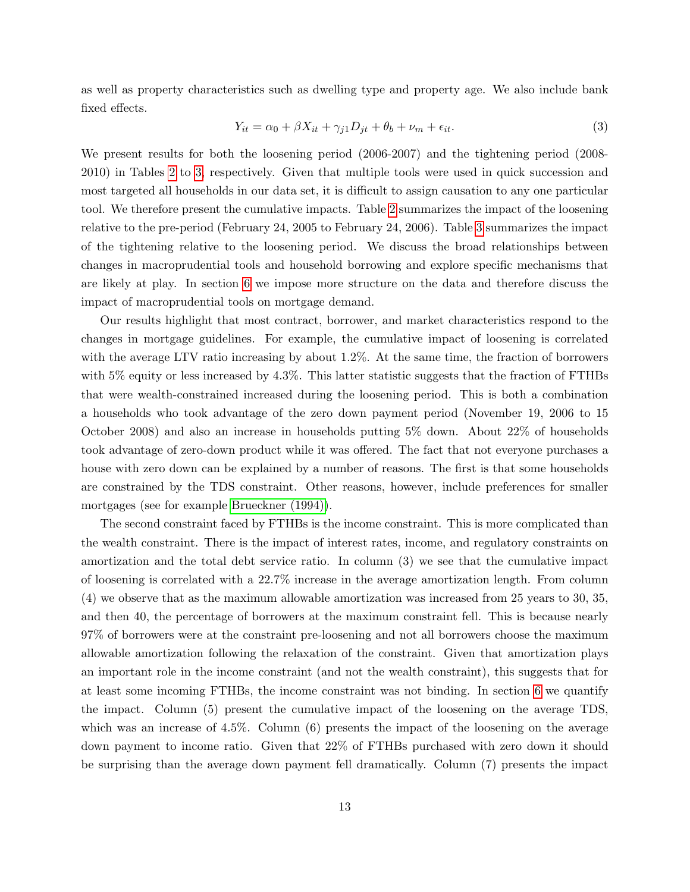as well as property characteristics such as dwelling type and property age. We also include bank fixed effects.

$$Y_{it} = \alpha_0 + \beta X_{it} + \gamma_{j1} D_{jt} + \theta_b + \nu_m + \epsilon_{it}. \tag{3}$$

We present results for both the loosening period (2006-2007) and the tightening period (2008-2010) in Tables 2 to 3, respectively. Given that multiple tools were used in quick succession and most targeted all households in our data set, it is difficult to assign causation to any one particular tool. We therefore present the cumulative impacts. Table 2 summarizes the impact of the loosening relative to the pre-period (February 24, 2005 to February 24, 2006). Table 3 summarizes the impact of the tightening relative to the loosening period. We discuss the broad relationships between changes in macroprudential tools and household borrowing and explore specific mechanisms that are likely at play. In section 6 we impose more structure on the data and therefore discuss the impact of macroprudential tools on mortgage demand.

Our results highlight that most contract, borrower, and market characteristics respond to the changes in mortgage guidelines. For example, the cumulative impact of loosening is correlated with the average LTV ratio increasing by about 1.2%. At the same time, the fraction of borrowers with 5% equity or less increased by 4.3%. This latter statistic suggests that the fraction of FTHBs that were wealth-constrained increased during the loosening period. This is both a combination a households who took advantage of the zero down payment period (November 19, 2006 to 15 October 2008) and also an increase in households putting 5% down. About 22% of households took advantage of zero-down product while it was offered. The fact that not everyone purchases a house with zero down can be explained by a number of reasons. The first is that some households are constrained by the TDS constraint. Other reasons, however, include preferences for smaller mortgages (see for example Brueckner (1994)).

The second constraint faced by FTHBs is the income constraint. This is more complicated than the wealth constraint. There is the impact of interest rates, income, and regulatory constraints on amortization and the total debt service ratio. In column (3) we see that the cumulative impact of loosening is correlated with a 22.7% increase in the average amortization length. From column (4) we observe that as the maximum allowable amortization was increased from 25 years to 30, 35, and then 40, the percentage of borrowers at the maximum constraint fell. This is because nearly 97% of borrowers were at the constraint pre-loosening and not all borrowers choose the maximum allowable amortization following the relaxation of the constraint. Given that amortization plays an important role in the income constraint (and not the wealth constraint), this suggests that for at least some incoming FTHBs, the income constraint was not binding. In section 6 we quantify the impact. Column (5) present the cumulative impact of the loosening on the average TDS, which was an increase of 4.5%. Column (6) presents the impact of the loosening on the average down payment to income ratio. Given that 22% of FTHBs purchased with zero down it should be surprising than the average down payment fell dramatically. Column (7) presents the impact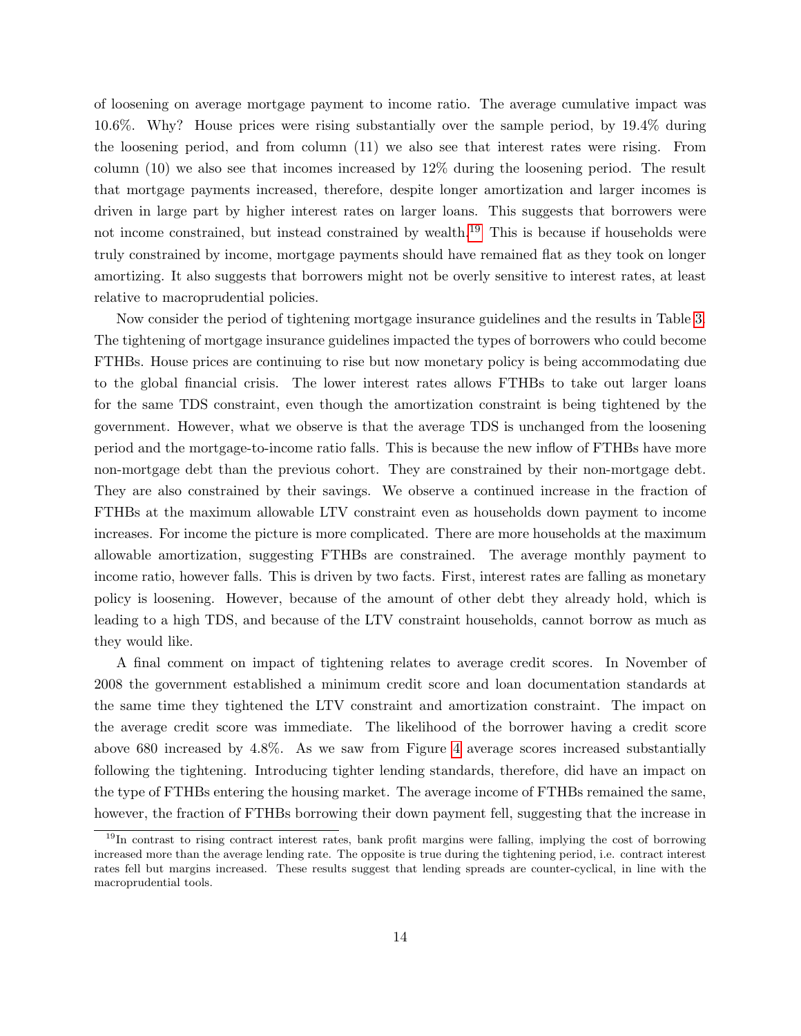of loosening on average mortgage payment to income ratio. The average cumulative impact was 10.6%. Why? House prices were rising substantially over the sample period, by 19.4% during the loosening period, and from column (11) we also see that interest rates were rising. From column (10) we also see that incomes increased by 12% during the loosening period. The result that mortgage payments increased, therefore, despite longer amortization and larger incomes is driven in large part by higher interest rates on larger loans. This suggests that borrowers were not income constrained, but instead constrained by wealth.[19] This is because if households were truly constrained by income, mortgage payments should have remained flat as they took on longer amortizing. It also suggests that borrowers might not be overly sensitive to interest rates, at least relative to macroprudential policies.

Now consider the period of tightening mortgage insurance guidelines and the results in Table 3. The tightening of mortgage insurance guidelines impacted the types of borrowers who could become FTHBs. House prices are continuing to rise but now monetary policy is being accommodating due to the global financial crisis. The lower interest rates allows FTHBs to take out larger loans for the same TDS constraint, even though the amortization constraint is being tightened by the government. However, what we observe is that the average TDS is unchanged from the loosening period and the mortgage-to-income ratio falls. This is because the new inflow of FTHBs have more non-mortgage debt than the previous cohort. They are constrained by their non-mortgage debt. They are also constrained by their savings. We observe a continued increase in the fraction of FTHBs at the maximum allowable LTV constraint even as households down payment to income increases. For income the picture is more complicated. There are more households at the maximum allowable amortization, suggesting FTHBs are constrained. The average monthly payment to income ratio, however falls. This is driven by two facts. First, interest rates are falling as monetary policy is loosening. However, because of the amount of other debt they already hold, which is leading to a high TDS, and because of the LTV constraint households, cannot borrow as much as they would like.

A final comment on impact of tightening relates to average credit scores. In November of 2008 the government established a minimum credit score and loan documentation standards at the same time they tightened the LTV constraint and amortization constraint. The impact on the average credit score was immediate. The likelihood of the borrower having a credit score above 680 increased by 4.8%. As we saw from Figure 4 average scores increased substantially following the tightening. Introducing tighter lending standards, therefore, did have an impact on the type of FTHBs entering the housing market. The average income of FTHBs remained the same, however, the fraction of FTHBs borrowing their down payment fell, suggesting that the increase in

[19] In contrast to rising contract interest rates, bank profit margins were falling, implying the cost of borrowing increased more than the average lending rate. The opposite is true during the tightening period, i.e. contract interest rates fell but margins increased. These results suggest that lending spreads are counter-cyclical, in line with the macroprudential tools.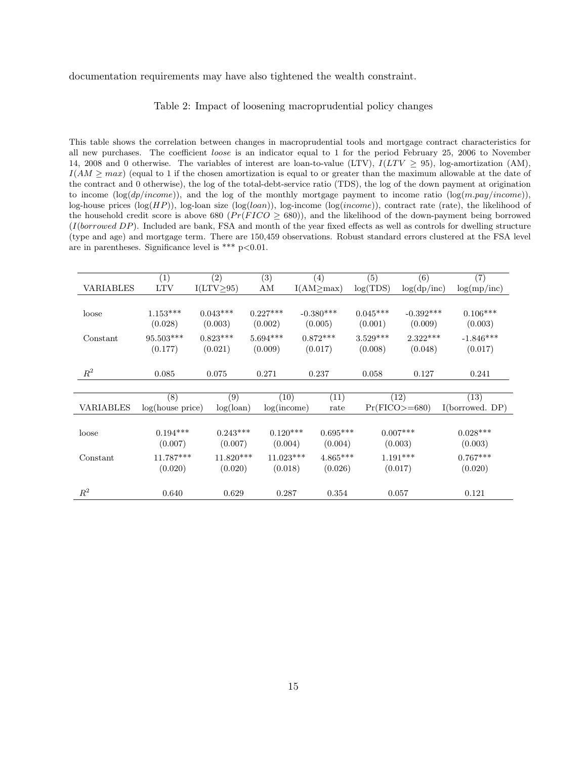documentation requirements may have also tightened the wealth constraint.

Table 2: Impact of loosening macroprudential policy changes

This table shows the correlation between changes in macroprudential tools and mortgage contract characteristics for all new purchases. The coefficient *loose* is an indicator equal to 1 for the period February 25, 2006 to November 14, 2008 and 0 otherwise. The variables of interest are loan-to-value (LTV), $I(LTV \geq 95)$, log-amortization (AM), $I(AM \geq max)$ (equal to 1 if the chosen amortization is equal to or greater than the maximum allowable at the date of the contract and 0 otherwise), the log of the total-debt-service ratio (TDS), the log of the down payment at origination to income ($\log(dp/income)$), and the log of the monthly mortgage payment to income ratio ($\log(m.pay/income)$), log-house prices ($\log(HP)$), log-loan size ($\log(loan)$), log-income ($\log(income)$), contract rate (rate), the likelihood of the household credit score is above 680 ($Pr(FICO \geq 680)$), and the likelihood of the down-payment being borrowed ($I(borrowed\ DP)$). Included are bank, FSA and month of the year fixed effects as well as controls for dwelling structure (type and age) and mortgage term. There are 150,459 observations. Robust standard errors clustered at the FSA level are in parentheses. Significance level is *** p<0.01.

| | (1) | (2) | (3) | (4) | (5) | (6) | (7) |
|---|---|---|---|---|---|---|---|
| VARIABLES | LTV | I(LTV≥95) | AM | I(AM≥max) | log(TDS) | log(dp/inc) | log(mp/inc) |
| loose | 1.153*** | 0.043*** | 0.227*** | -0.380*** | 0.045*** | -0.392*** | 0.106*** |
| | (0.028) | (0.003) | (0.002) | (0.005) | (0.001) | (0.009) | (0.003) |
| Constant | 95.503*** | 0.823*** | 5.694*** | 0.872*** | 3.529*** | 2.322*** | -1.846*** |
| | (0.177) | (0.021) | (0.009) | (0.017) | (0.008) | (0.048) | (0.017) |
| $R^2$ | 0.085 | 0.075 | 0.271 | 0.237 | 0.058 | 0.127 | 0.241 |

| | (8) | (9) | (10) | (11) | (12) | (13) |
|---|---|---|---|---|---|---|
| VARIABLES | log(house price) | log(loan) | log(income) | rate | Pr(FICO>=680) | I(borrowed. DP) |
| loose | 0.194*** | 0.243*** | 0.120*** | 0.695*** | 0.007*** | 0.028*** |
| | (0.007) | (0.007) | (0.004) | (0.004) | (0.003) | (0.003) |
| Constant | 11.787*** | 11.820*** | 11.023*** | 4.865*** | 1.191*** | 0.767*** |
| | (0.020) | (0.020) | (0.018) | (0.026) | (0.017) | (0.020) |
| $R^2$ | 0.640 | 0.629 | 0.287 | 0.354 | 0.057 | 0.121 |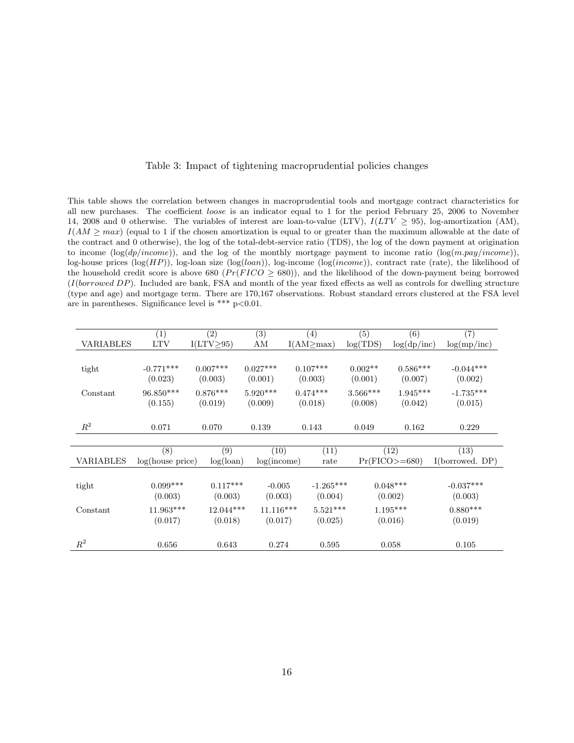Table 3: Impact of tightening macroprudential policies changes

This table shows the correlation between changes in macroprudential tools and mortgage contract characteristics for all new purchases. The coefficient *loose* is an indicator equal to 1 for the period February 25, 2006 to November 14, 2008 and 0 otherwise. The variables of interest are loan-to-value (LTV), $I(LTV \geq 95)$, log-amortization (AM), $I(AM \geq max)$ (equal to 1 if the chosen amortization is equal to or greater than the maximum allowable at the date of the contract and 0 otherwise), the log of the total-debt-service ratio (TDS), the log of the down payment at origination to income ($\log(dp/income)$), and the log of the monthly mortgage payment to income ratio ($\log(m.pay/income)$), log-house prices ($\log(HP)$), log-loan size ($\log(loan)$), log-income ($\log(income)$), contract rate (rate), the likelihood of the household credit score is above 680 ($Pr(FICO \geq 680)$), and the likelihood of the down-payment being borrowed ($I(borrowed\ DP)$). Included are bank, FSA and month of the year fixed effects as well as controls for dwelling structure (type and age) and mortgage term. There are 170,167 observations. Robust standard errors clustered at the FSA level are in parentheses. Significance level is *** p<0.01.

| | (1) | (2) | (3) | (4) | (5) | (6) | (7) |
|---|---|---|---|---|---|---|---|
| VARIABLES | LTV | I(LTV≥95) | AM | I(AM≥max) | log(TDS) | log(dp/inc) | log(mp/inc) |
| tight | -0.771*** | 0.007*** | 0.027*** | 0.107*** | 0.002** | 0.586*** | -0.044*** |
| | (0.023) | (0.003) | (0.001) | (0.003) | (0.001) | (0.007) | (0.002) |
| Constant | 96.850*** | 0.876*** | 5.920*** | 0.474*** | 3.566*** | 1.945*** | -1.735*** |
| | (0.155) | (0.019) | (0.009) | (0.018) | (0.008) | (0.042) | (0.015) |
| $R^2$ | 0.071 | 0.070 | 0.139 | 0.143 | 0.049 | 0.162 | 0.229 |

| | (8) | (9) | (10) | (11) | (12) | (13) |
|---|---|---|---|---|---|---|
| VARIABLES | log(house price) | log(loan) | log(income) | rate | Pr(FICO>=680) | I(borrowed. DP) |
| tight | 0.099*** | 0.117*** | -0.005 | -1.265*** | 0.048*** | -0.037*** |
| | (0.003) | (0.003) | (0.003) | (0.004) | (0.002) | (0.003) |
| Constant | 11.963*** | 12.044*** | 11.116*** | 5.521*** | 1.195*** | 0.880*** |
| | (0.017) | (0.018) | (0.017) | (0.025) | (0.016) | (0.019) |
| $R^2$ | 0.656 | 0.643 | 0.274 | 0.595 | 0.058 | 0.105 |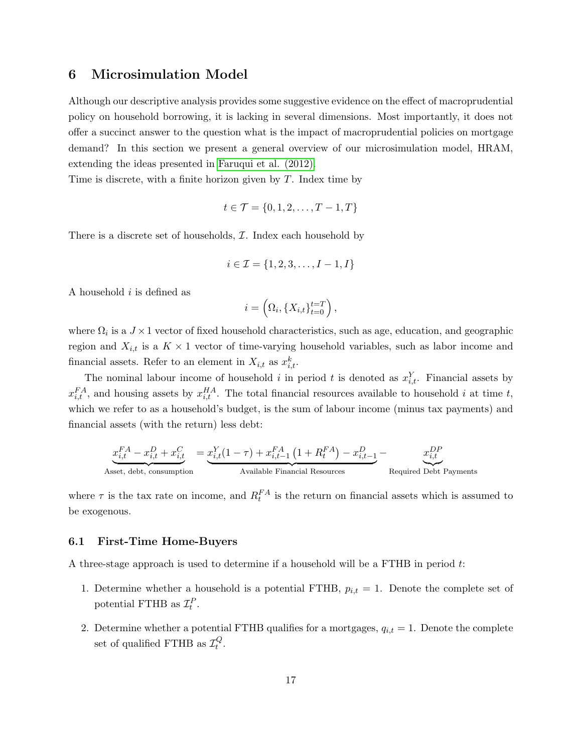## 6 Microsimulation Model

Although our descriptive analysis provides some suggestive evidence on the effect of macroprudential policy on household borrowing, it is lacking in several dimensions. Most importantly, it does not offer a succinct answer to the question what is the impact of macroprudential policies on mortgage demand? In this section we present a general overview of our microsimulation model, HRAM, extending the ideas presented in Faruqui et al. (2012).

Time is discrete, with a finite horizon given by $T$. Index time by

$$t \in \mathcal{T} = \{0, 1, 2, \ldots, T-1, T\}$$

There is a discrete set of households, $\mathcal{I}$. Index each household by

$$i \in \mathcal{I} = \{1, 2, 3, \ldots, I-1, I\}$$

A household $i$ is defined as

$$i = \left(\Omega_i, \{X_{i,t}\}_{t=0}^{t=T}\right),$$

where $\Omega_i$ is a $J \times 1$ vector of fixed household characteristics, such as age, education, and geographic region and $X_{i,t}$ is a $K \times 1$ vector of time-varying household variables, such as labor income and financial assets. Refer to an element in $X_{i,t}$ as $x^k_{i,t}$.

The nominal labour income of household $i$ in period $t$ is denoted as $x^Y_{i,t}$. Financial assets by $x^{FA}_{i,t}$, and housing assets by $x^{HA}_{i,t}$. The total financial resources available to household $i$ at time $t$, which we refer to as a household's budget, is the sum of labour income (minus tax payments) and financial assets (with the return) less debt:

$$\underbrace{x^{FA}_{i,t} - x^{D}_{i,t} + x^{C}_{i,t}}_{\text{Asset, debt, consumption}} = \underbrace{x^{Y}_{i,t}(1-\tau) + x^{FA}_{i,t-1}\left(1 + R^{FA}_{t}\right) - x^{D}_{i,t-1}}_{\text{Available Financial Resources}} - \underbrace{x^{DP}_{i,t}}_{\text{Required Debt Payments}}$$

where $\tau$ is the tax rate on income, and $R^{FA}_t$ is the return on financial assets which is assumed to be exogenous.

### 6.1 First-Time Home-Buyers

A three-stage approach is used to determine if a household will be a FTHB in period $t$:

1. Determine whether a household is a potential FTHB, $p_{i,t} = 1$. Denote the complete set of potential FTHB as $\mathcal{I}^P_t$.
2. Determine whether a potential FTHB qualifies for a mortgages, $q_{i,t} = 1$. Denote the complete set of qualified FTHB as $\mathcal{I}^Q_t$.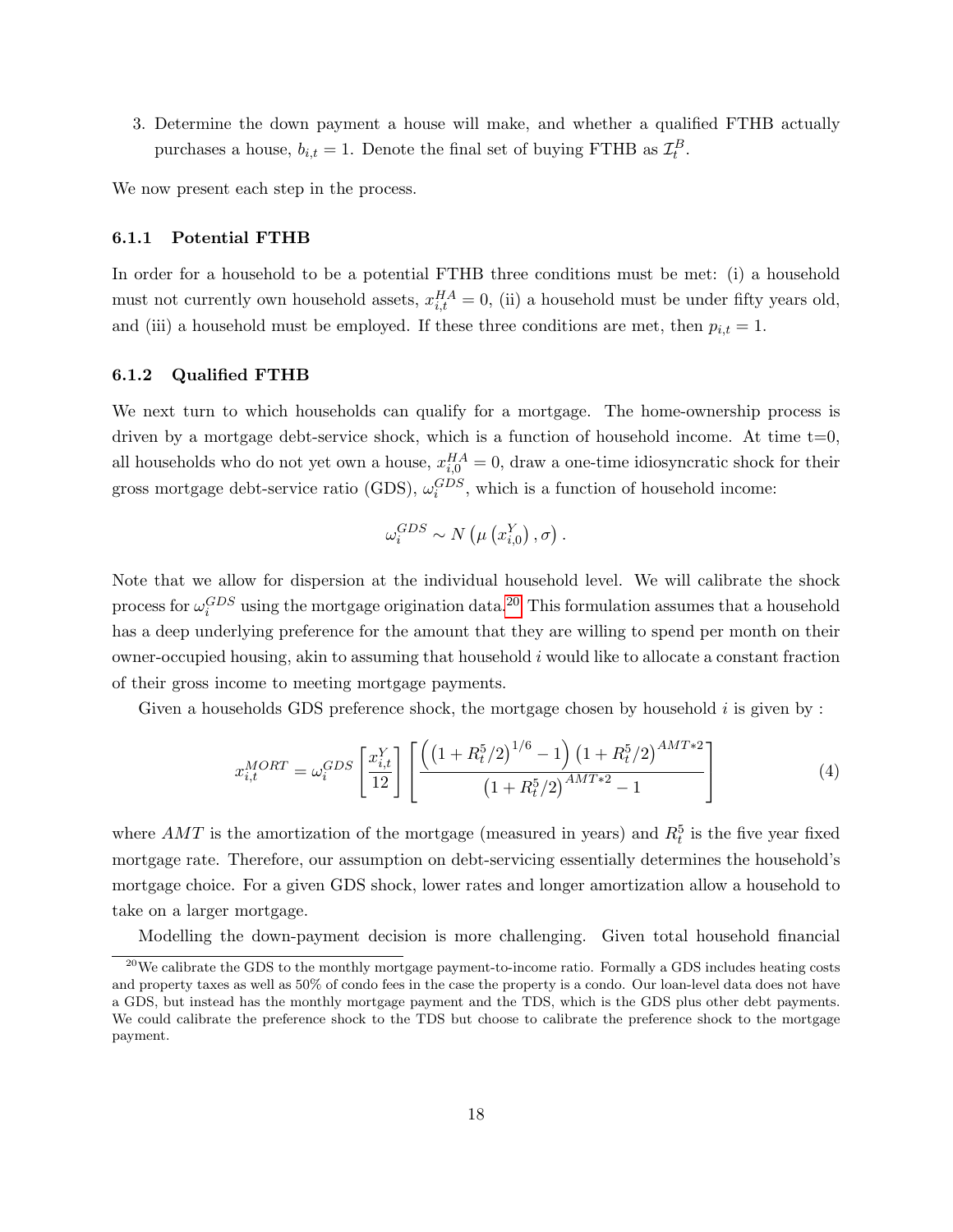3. Determine the down payment a house will make, and whether a qualified FTHB actually purchases a house, $b_{i,t} = 1$. Denote the final set of buying FTHB as $\mathcal{I}_t^B$.

We now present each step in the process.

### 6.1.1 Potential FTHB

In order for a household to be a potential FTHB three conditions must be met: (i) a household must not currently own household assets, $x_{i,t}^{HA} = 0$, (ii) a household must be under fifty years old, and (iii) a household must be employed. If these three conditions are met, then $p_{i,t} = 1$.

### 6.1.2 Qualified FTHB

We next turn to which households can qualify for a mortgage. The home-ownership process is driven by a mortgage debt-service shock, which is a function of household income. At time t=0, all households who do not yet own a house, $x_{i,0}^{HA} = 0$, draw a one-time idiosyncratic shock for their gross mortgage debt-service ratio (GDS), $\omega_i^{GDS}$, which is a function of household income:

$$\omega_i^{GDS} \sim N\left(\mu\left(x_{i,0}^{Y}\right), \sigma\right).$$

Note that we allow for dispersion at the individual household level. We will calibrate the shock process for $\omega_i^{GDS}$ using the mortgage origination data.[20] This formulation assumes that a household has a deep underlying preference for the amount that they are willing to spend per month on their owner-occupied housing, akin to assuming that household $i$ would like to allocate a constant fraction of their gross income to meeting mortgage payments.

Given a households GDS preference shock, the mortgage chosen by household $i$ is given by :

$$x_{i,t}^{MORT} = \omega_i^{GDS}\left[\frac{x_{i,t}^{Y}}{12}\right]\left[\frac{\left(\left(1+R_t^5/2\right)^{1/6}-1\right)\left(1+R_t^5/2\right)^{AMT*2}}{\left(1+R_t^5/2\right)^{AMT*2}-1}\right] \tag{4}$$

where $AMT$ is the amortization of the mortgage (measured in years) and $R_t^5$ is the five year fixed mortgage rate. Therefore, our assumption on debt-servicing essentially determines the household's mortgage choice. For a given GDS shock, lower rates and longer amortization allow a household to take on a larger mortgage.

Modelling the down-payment decision is more challenging. Given total household financial

[20] We calibrate the GDS to the monthly mortgage payment-to-income ratio. Formally a GDS includes heating costs and property taxes as well as 50% of condo fees in the case the property is a condo. Our loan-level data does not have a GDS, but instead has the monthly mortgage payment and the TDS, which is the GDS plus other debt payments. We could calibrate the preference shock to the TDS but choose to calibrate the preference shock to the mortgage payment.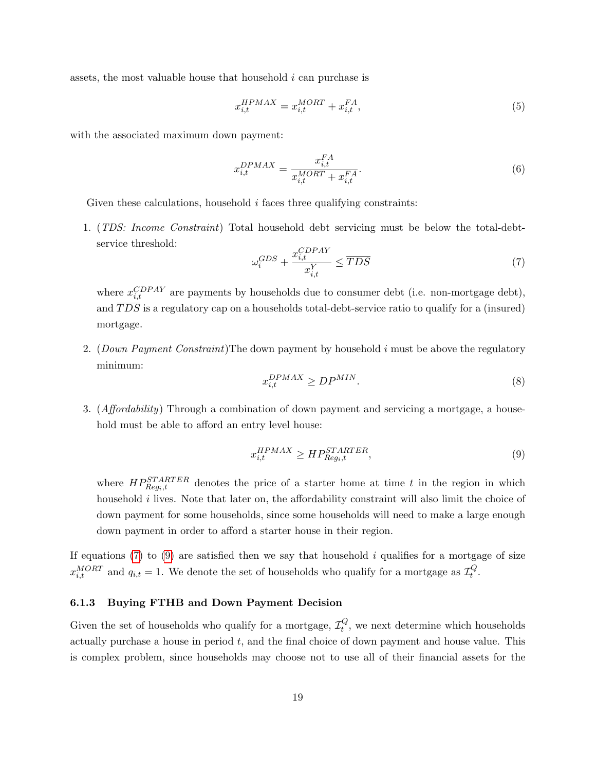assets, the most valuable house that household $i$ can purchase is

$$x_{i,t}^{HPMAX} = x_{i,t}^{MORT} + x_{i,t}^{FA}, \tag{5}$$

with the associated maximum down payment:

$$x_{i,t}^{DPMAX} = \frac{x_{i,t}^{FA}}{x_{i,t}^{MORT} + x_{i,t}^{FA}}. \tag{6}$$

Given these calculations, household $i$ faces three qualifying constraints:

1. (*TDS: Income Constraint*) Total household debt servicing must be below the total-debt-service threshold:

$$\omega_i^{GDS} + \frac{x_{i,t}^{CDPAY}}{x_{i,t}^{Y}} \leq \overline{TDS} \tag{7}$$

   where $x_{i,t}^{CDPAY}$ are payments by households due to consumer debt (i.e. non-mortgage debt), and $\overline{TDS}$ is a regulatory cap on a households total-debt-service ratio to qualify for a (insured) mortgage.

2. (*Down Payment Constraint*)The down payment by household $i$ must be above the regulatory minimum:

$$x_{i,t}^{DPMAX} \geq DP^{MIN}. \tag{8}$$

3. (*Affordability*) Through a combination of down payment and servicing a mortgage, a household must be able to afford an entry level house:

$$x_{i,t}^{HPMAX} \geq HP_{Reg_i,t}^{STARTER}, \tag{9}$$

   where $HP_{Reg_i,t}^{STARTER}$ denotes the price of a starter home at time $t$ in the region in which household $i$ lives. Note that later on, the affordability constraint will also limit the choice of down payment for some households, since some households will need to make a large enough down payment in order to afford a starter house in their region.

If equations (7) to (9) are satisfied then we say that household $i$ qualifies for a mortgage of size $x_{i,t}^{MORT}$ and $q_{i,t} = 1$. We denote the set of households who qualify for a mortgage as $\mathcal{I}_t^Q$.

### 6.1.3 Buying FTHB and Down Payment Decision

Given the set of households who qualify for a mortgage, $\mathcal{I}_t^Q$, we next determine which households actually purchase a house in period $t$, and the final choice of down payment and house value. This is complex problem, since households may choose not to use all of their financial assets for the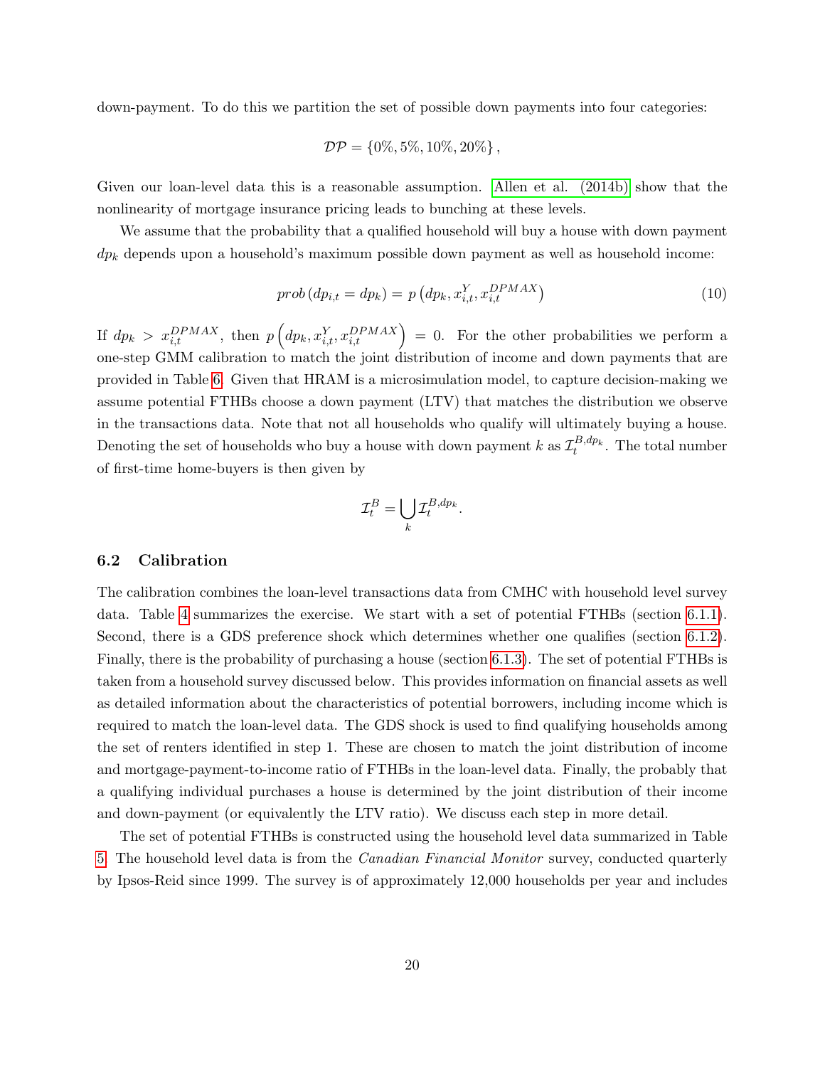down-payment. To do this we partition the set of possible down payments into four categories:

$$\mathcal{DP} = \{0\%, 5\%, 10\%, 20\%\},$$

Given our loan-level data this is a reasonable assumption. Allen et al. (2014b) show that the nonlinearity of mortgage insurance pricing leads to bunching at these levels.

We assume that the probability that a qualified household will buy a house with down payment $dp_k$ depends upon a household's maximum possible down payment as well as household income:

$$prob\left(dp_{i,t} = dp_k\right) = p\left(dp_k, x_{i,t}^{Y}, x_{i,t}^{DPMAX}\right) \tag{10}$$

If $dp_k > x_{i,t}^{DPMAX}$, then $p\left(dp_k, x_{i,t}^{Y}, x_{i,t}^{DPMAX}\right) = 0$. For the other probabilities we perform a one-step GMM calibration to match the joint distribution of income and down payments that are provided in Table 6. Given that HRAM is a microsimulation model, to capture decision-making we assume potential FTHBs choose a down payment (LTV) that matches the distribution we observe in the transactions data. Note that not all households who qualify will ultimately buying a house. Denoting the set of households who buy a house with down payment $k$ as $\mathcal{I}_t^{B,dp_k}$. The total number of first-time home-buyers is then given by

$$\mathcal{I}_t^B = \bigcup_k \mathcal{I}_t^{B,dp_k}.$$

### 6.2 Calibration

The calibration combines the loan-level transactions data from CMHC with household level survey data. Table 4 summarizes the exercise. We start with a set of potential FTHBs (section 6.1.1). Second, there is a GDS preference shock which determines whether one qualifies (section 6.1.2). Finally, there is the probability of purchasing a house (section 6.1.3). The set of potential FTHBs is taken from a household survey discussed below. This provides information on financial assets as well as detailed information about the characteristics of potential borrowers, including income which is required to match the loan-level data. The GDS shock is used to find qualifying households among the set of renters identified in step 1. These are chosen to match the joint distribution of income and mortgage-payment-to-income ratio of FTHBs in the loan-level data. Finally, the probably that a qualifying individual purchases a house is determined by the joint distribution of their income and down-payment (or equivalently the LTV ratio). We discuss each step in more detail.

The set of potential FTHBs is constructed using the household level data summarized in Table 5. The household level data is from the *Canadian Financial Monitor* survey, conducted quarterly by Ipsos-Reid since 1999. The survey is of approximately 12,000 households per year and includes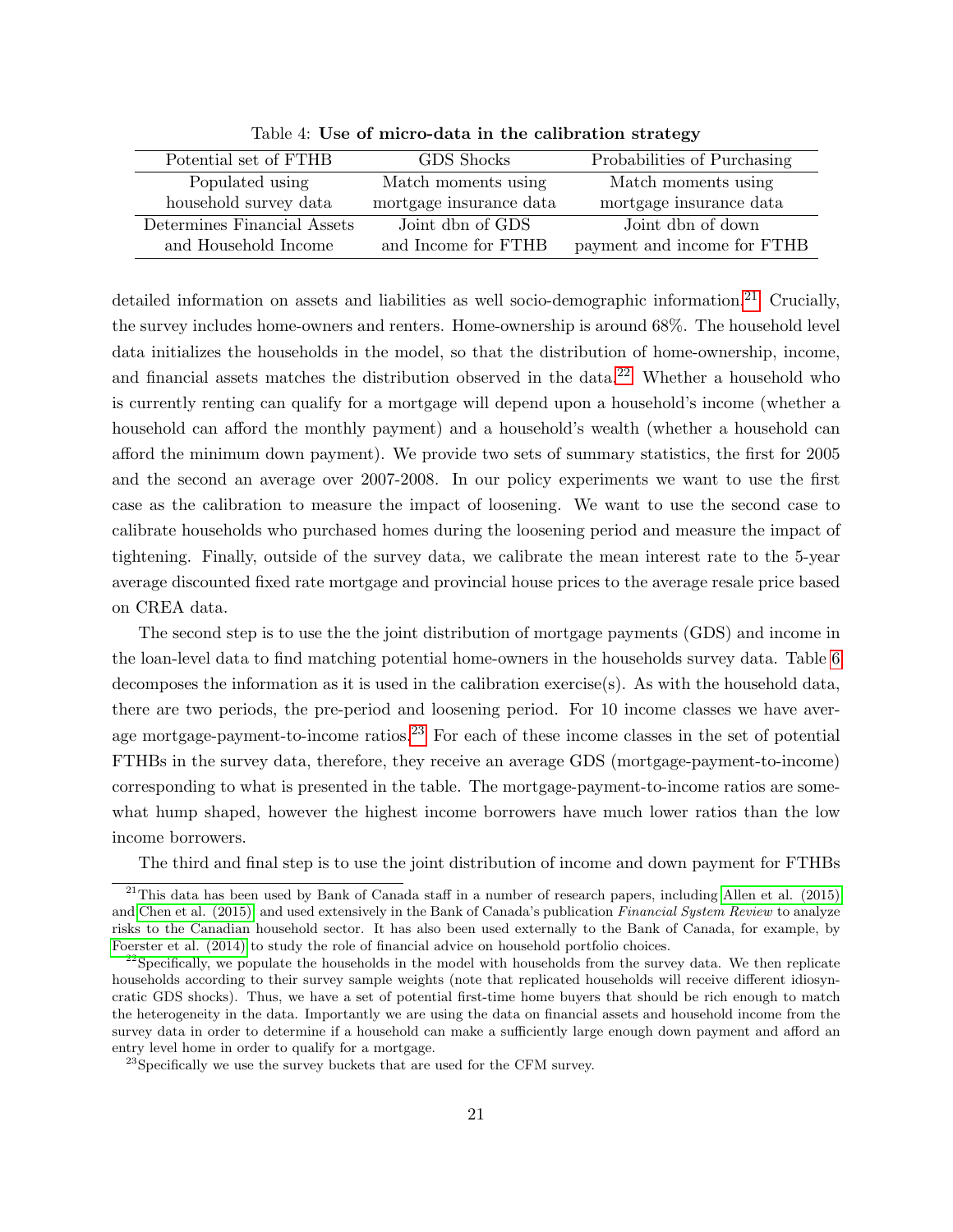Table 4: **Use of micro-data in the calibration strategy**

| Potential set of FTHB | GDS Shocks | Probabilities of Purchasing |
|---|---|---|
| Populated using household survey data | Match moments using mortgage insurance data | Match moments using mortgage insurance data |
| Determines Financial Assets and Household Income | Joint dbn of GDS and Income for FTHB | Joint dbn of down payment and income for FTHB |

detailed information on assets and liabilities as well socio-demographic information.[21] Crucially, the survey includes home-owners and renters. Home-ownership is around 68%. The household level data initializes the households in the model, so that the distribution of home-ownership, income, and financial assets matches the distribution observed in the data.[22] Whether a household who is currently renting can qualify for a mortgage will depend upon a household's income (whether a household can afford the monthly payment) and a household's wealth (whether a household can afford the minimum down payment). We provide two sets of summary statistics, the first for 2005 and the second an average over 2007-2008. In our policy experiments we want to use the first case as the calibration to measure the impact of loosening. We want to use the second case to calibrate households who purchased homes during the loosening period and measure the impact of tightening. Finally, outside of the survey data, we calibrate the mean interest rate to the 5-year average discounted fixed rate mortgage and provincial house prices to the average resale price based on CREA data.

The second step is to use the the joint distribution of mortgage payments (GDS) and income in the loan-level data to find matching potential home-owners in the households survey data. Table 6 decomposes the information as it is used in the calibration exercise(s). As with the household data, there are two periods, the pre-period and loosening period. For 10 income classes we have average mortgage-payment-to-income ratios.[23] For each of these income classes in the set of potential FTHBs in the survey data, therefore, they receive an average GDS (mortgage-payment-to-income) corresponding to what is presented in the table. The mortgage-payment-to-income ratios are somewhat hump shaped, however the highest income borrowers have much lower ratios than the low income borrowers.

The third and final step is to use the joint distribution of income and down payment for FTHBs

[21] This data has been used by Bank of Canada staff in a number of research papers, including Allen et al. (2015) and Chen et al. (2015), and used extensively in the Bank of Canada's publication *Financial System Review* to analyze risks to the Canadian household sector. It has also been used externally to the Bank of Canada, for example, by Foerster et al. (2014) to study the role of financial advice on household portfolio choices.

[22] Specifically, we populate the households in the model with households from the survey data. We then replicate households according to their survey sample weights (note that replicated households will receive different idiosyncratic GDS shocks). Thus, we have a set of potential first-time home buyers that should be rich enough to match the heterogeneity in the data. Importantly we are using the data on financial assets and household income from the survey data in order to determine if a household can make a sufficiently large enough down payment and afford an entry level home in order to qualify for a mortgage.

[23] Specifically we use the survey buckets that are used for the CFM survey.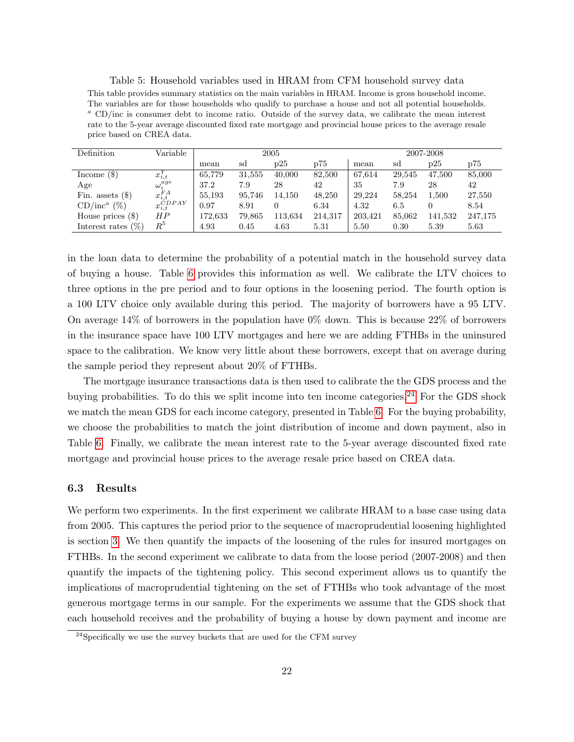Table 5: Household variables used in HRAM from CFM household survey data

This table provides summary statistics on the main variables in HRAM. Income is gross household income. The variables are for those households who qualify to purchase a house and not all potential households. [a] CD/inc is consumer debt to income ratio. Outside of the survey data, we calibrate the mean interest rate to the 5-year average discounted fixed rate mortgage and provincial house prices to the average resale price based on CREA data.

| Definition | Variable | 2005 | | | | 2007-2008 | | | |
|---|---|---|---|---|---|---|---|---|---|
| | | mean | sd | p25 | p75 | mean | sd | p25 | p75 |
| Income ($) | $x_{i,t}^{Y}$ | 65,779 | 31,555 | 40,000 | 82,500 | 67,614 | 29,545 | 47,500 | 85,000 |
| Age | $\omega_i^{age}$ | 37.2 | 7.9 | 28 | 42 | 35 | 7.9 | 28 | 42 |
| Fin. assets ($) | $x_{i,t}^{FA}$ | 55,193 | 95,746 | 14,150 | 48,250 | 29,224 | 58,254 | 1,500 | 27,550 |
| CD/inc[a] (%) | $x_{i,t}^{CDPAY}$ | 0.97 | 8.91 | 0 | 6.34 | 4.32 | 6.5 | 0 | 8.54 |
| House prices ($) | $HP$ | 172,633 | 79,865 | 113,634 | 214,317 | 203,421 | 85,062 | 141,532 | 247,175 |
| Interest rates (%) | $R^5$ | 4.93 | 0.45 | 4.63 | 5.31 | 5.50 | 0.30 | 5.39 | 5.63 |

in the loan data to determine the probability of a potential match in the household survey data of buying a house. Table 6 provides this information as well. We calibrate the LTV choices to three options in the pre period and to four options in the loosening period. The fourth option is a 100 LTV choice only available during this period. The majority of borrowers have a 95 LTV. On average 14% of borrowers in the population have 0% down. This is because 22% of borrowers in the insurance space have 100 LTV mortgages and here we are adding FTHBs in the uninsured space to the calibration. We know very little about these borrowers, except that on average during the sample period they represent about 20% of FTHBs.

The mortgage insurance transactions data is then used to calibrate the the GDS process and the buying probabilities. To do this we split income into ten income categories.[24] For the GDS shock we match the mean GDS for each income category, presented in Table 6. For the buying probability, we choose the probabilities to match the joint distribution of income and down payment, also in Table 6. Finally, we calibrate the mean interest rate to the 5-year average discounted fixed rate mortgage and provincial house prices to the average resale price based on CREA data.

### 6.3 Results

We perform two experiments. In the first experiment we calibrate HRAM to a base case using data from 2005. This captures the period prior to the sequence of macroprudential loosening highlighted is section 3. We then quantify the impacts of the loosening of the rules for insured mortgages on FTHBs. In the second experiment we calibrate to data from the loose period (2007-2008) and then quantify the impacts of the tightening policy. This second experiment allows us to quantify the implications of macroprudential tightening on the set of FTHBs who took advantage of the most generous mortgage terms in our sample. For the experiments we assume that the GDS shock that each household receives and the probability of buying a house by down payment and income are

[24] Specifically we use the survey buckets that are used for the CFM survey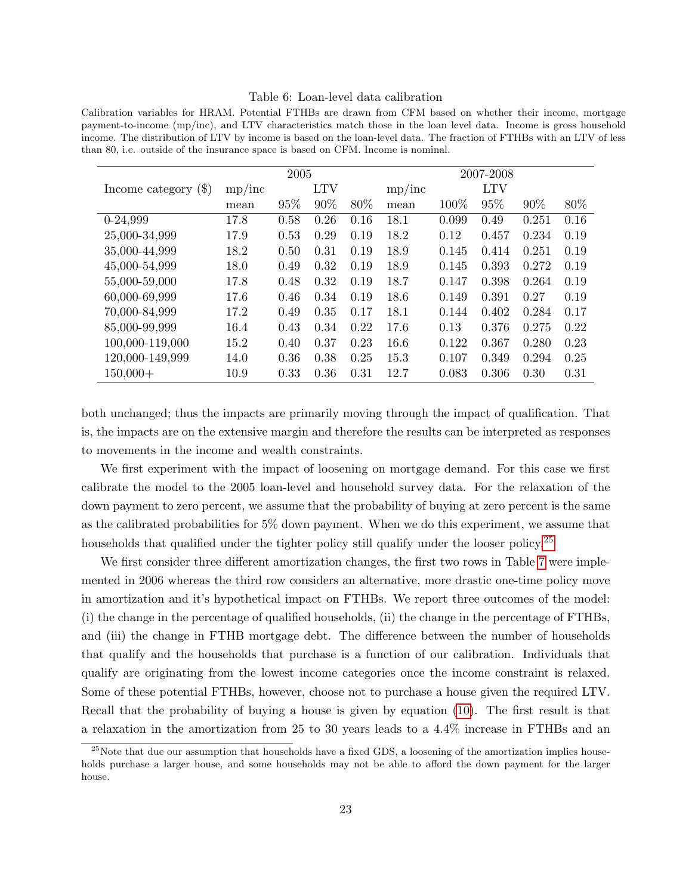Table 6: Loan-level data calibration

Calibration variables for HRAM. Potential FTHBs are drawn from CFM based on whether their income, mortgage payment-to-income (mp/inc), and LTV characteristics match those in the loan level data. Income is gross household income. The distribution of LTV by income is based on the loan-level data. The fraction of FTHBs with an LTV of less than 80, i.e. outside of the insurance space is based on CFM. Income is nominal.

| | 2005 | | | | 2007-2008 | | | | |
|---|---|---|---|---|---|---|---|---|---|
| Income category ($) | mp/inc | | LTV | | mp/inc | | LTV | | |
| | mean | 95% | 90% | 80% | mean | 100% | 95% | 90% | 80% |
| 0-24,999 | 17.8 | 0.58 | 0.26 | 0.16 | 18.1 | 0.099 | 0.49 | 0.251 | 0.16 |
| 25,000-34,999 | 17.9 | 0.53 | 0.29 | 0.19 | 18.2 | 0.12 | 0.457 | 0.234 | 0.19 |
| 35,000-44,999 | 18.2 | 0.50 | 0.31 | 0.19 | 18.9 | 0.145 | 0.414 | 0.251 | 0.19 |
| 45,000-54,999 | 18.0 | 0.49 | 0.32 | 0.19 | 18.9 | 0.145 | 0.393 | 0.272 | 0.19 |
| 55,000-59,000 | 17.8 | 0.48 | 0.32 | 0.19 | 18.7 | 0.147 | 0.398 | 0.264 | 0.19 |
| 60,000-69,999 | 17.6 | 0.46 | 0.34 | 0.19 | 18.6 | 0.149 | 0.391 | 0.27 | 0.19 |
| 70,000-84,999 | 17.2 | 0.49 | 0.35 | 0.17 | 18.1 | 0.144 | 0.402 | 0.284 | 0.17 |
| 85,000-99,999 | 16.4 | 0.43 | 0.34 | 0.22 | 17.6 | 0.13 | 0.376 | 0.275 | 0.22 |
| 100,000-119,000 | 15.2 | 0.40 | 0.37 | 0.23 | 16.6 | 0.122 | 0.367 | 0.280 | 0.23 |
| 120,000-149,999 | 14.0 | 0.36 | 0.38 | 0.25 | 15.3 | 0.107 | 0.349 | 0.294 | 0.25 |
| 150,000+ | 10.9 | 0.33 | 0.36 | 0.31 | 12.7 | 0.083 | 0.306 | 0.30 | 0.31 |

both unchanged; thus the impacts are primarily moving through the impact of qualification. That is, the impacts are on the extensive margin and therefore the results can be interpreted as responses to movements in the income and wealth constraints.

We first experiment with the impact of loosening on mortgage demand. For this case we first calibrate the model to the 2005 loan-level and household survey data. For the relaxation of the down payment to zero percent, we assume that the probability of buying at zero percent is the same as the calibrated probabilities for 5% down payment. When we do this experiment, we assume that households that qualified under the tighter policy still qualify under the looser policy.[25]

We first consider three different amortization changes, the first two rows in Table 7 were implemented in 2006 whereas the third row considers an alternative, more drastic one-time policy move in amortization and it's hypothetical impact on FTHBs. We report three outcomes of the model: (i) the change in the percentage of qualified households, (ii) the change in the percentage of FTHBs, and (iii) the change in FTHB mortgage debt. The difference between the number of households that qualify and the households that purchase is a function of our calibration. Individuals that qualify are originating from the lowest income categories once the income constraint is relaxed. Some of these potential FTHBs, however, choose not to purchase a house given the required LTV. Recall that the probability of buying a house is given by equation (10). The first result is that a relaxation in the amortization from 25 to 30 years leads to a 4.4% increase in FTHBs and an

[25] Note that due our assumption that households have a fixed GDS, a loosening of the amortization implies households purchase a larger house, and some households may not be able to afford the down payment for the larger house.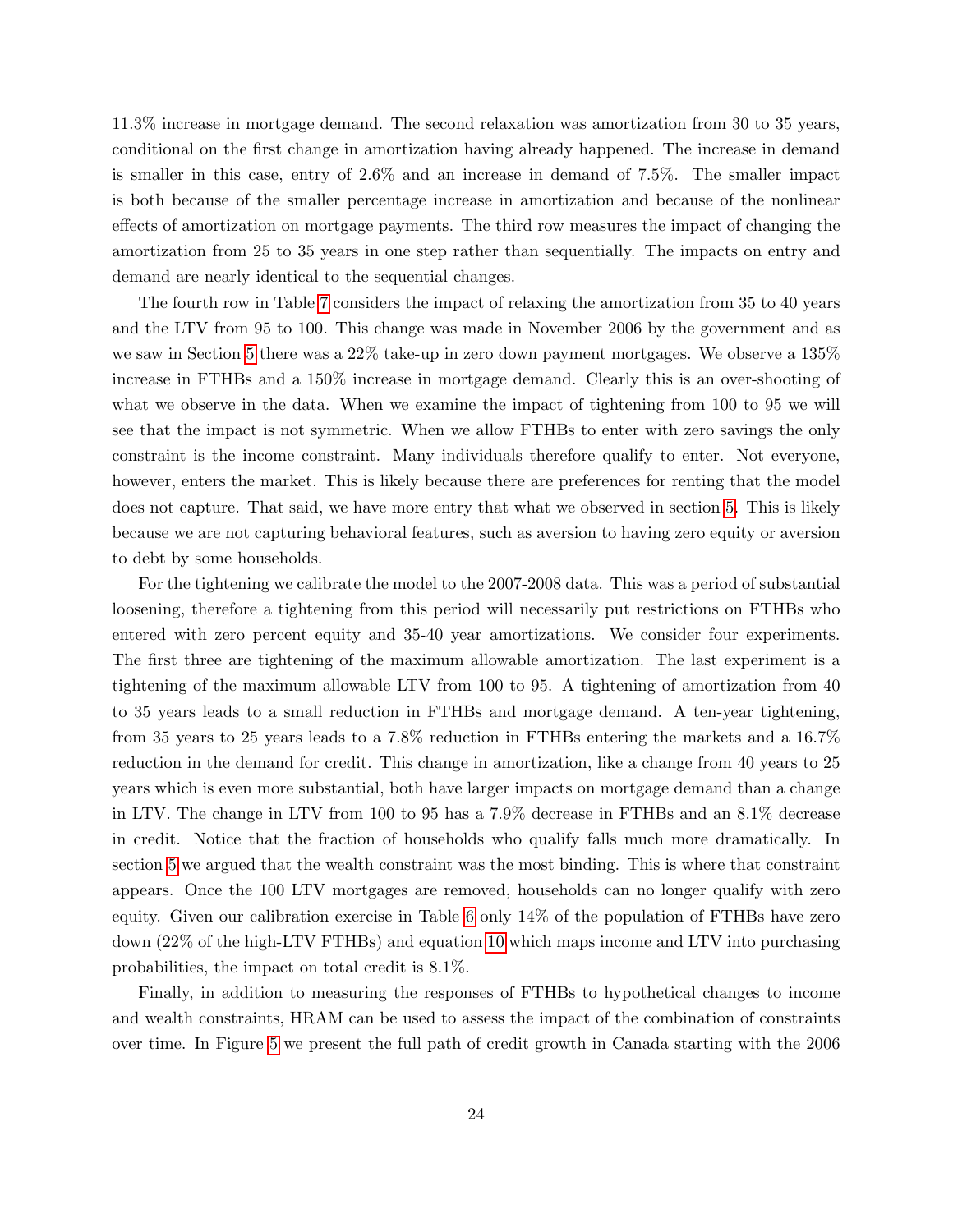11.3% increase in mortgage demand. The second relaxation was amortization from 30 to 35 years, conditional on the first change in amortization having already happened. The increase in demand is smaller in this case, entry of 2.6% and an increase in demand of 7.5%. The smaller impact is both because of the smaller percentage increase in amortization and because of the nonlinear effects of amortization on mortgage payments. The third row measures the impact of changing the amortization from 25 to 35 years in one step rather than sequentially. The impacts on entry and demand are nearly identical to the sequential changes.

The fourth row in Table 7 considers the impact of relaxing the amortization from 35 to 40 years and the LTV from 95 to 100. This change was made in November 2006 by the government and as we saw in Section 5 there was a 22% take-up in zero down payment mortgages. We observe a 135% increase in FTHBs and a 150% increase in mortgage demand. Clearly this is an over-shooting of what we observe in the data. When we examine the impact of tightening from 100 to 95 we will see that the impact is not symmetric. When we allow FTHBs to enter with zero savings the only constraint is the income constraint. Many individuals therefore qualify to enter. Not everyone, however, enters the market. This is likely because there are preferences for renting that the model does not capture. That said, we have more entry that what we observed in section 5. This is likely because we are not capturing behavioral features, such as aversion to having zero equity or aversion to debt by some households.

For the tightening we calibrate the model to the 2007-2008 data. This was a period of substantial loosening, therefore a tightening from this period will necessarily put restrictions on FTHBs who entered with zero percent equity and 35-40 year amortizations. We consider four experiments. The first three are tightening of the maximum allowable amortization. The last experiment is a tightening of the maximum allowable LTV from 100 to 95. A tightening of amortization from 40 to 35 years leads to a small reduction in FTHBs and mortgage demand. A ten-year tightening, from 35 years to 25 years leads to a 7.8% reduction in FTHBs entering the markets and a 16.7% reduction in the demand for credit. This change in amortization, like a change from 40 years to 25 years which is even more substantial, both have larger impacts on mortgage demand than a change in LTV. The change in LTV from 100 to 95 has a 7.9% decrease in FTHBs and an 8.1% decrease in credit. Notice that the fraction of households who qualify falls much more dramatically. In section 5 we argued that the wealth constraint was the most binding. This is where that constraint appears. Once the 100 LTV mortgages are removed, households can no longer qualify with zero equity. Given our calibration exercise in Table 6 only 14% of the population of FTHBs have zero down (22% of the high-LTV FTHBs) and equation 10 which maps income and LTV into purchasing probabilities, the impact on total credit is 8.1%.

Finally, in addition to measuring the responses of FTHBs to hypothetical changes to income and wealth constraints, HRAM can be used to assess the impact of the combination of constraints over time. In Figure 5 we present the full path of credit growth in Canada starting with the 2006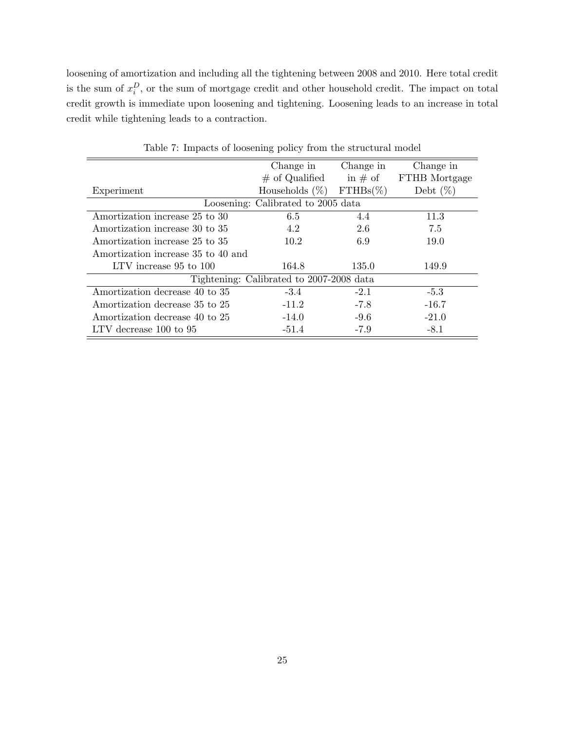loosening of amortization and including all the tightening between 2008 and 2010. Here total credit is the sum of $x_i^D$, or the sum of mortgage credit and other household credit. The impact on total credit growth is immediate upon loosening and tightening. Loosening leads to an increase in total credit while tightening leads to a contraction.

Table 7: Impacts of loosening policy from the structural model

| Experiment | Change in # of Qualified Households (%) | Change in in # of FTHBs(%) | Change in FTHB Mortgage Debt (%) |
|---|---|---|---|
| Loosening: Calibrated to 2005 data | | | |
| Amortization increase 25 to 30 | 6.5 | 4.4 | 11.3 |
| Amortization increase 30 to 35 | 4.2 | 2.6 | 7.5 |
| Amortization increase 25 to 35 | 10.2 | 6.9 | 19.0 |
| Amortization increase 35 to 40 and LTV increase 95 to 100 | 164.8 | 135.0 | 149.9 |
| Tightening: Calibrated to 2007-2008 data | | | |
| Amortization decrease 40 to 35 | -3.4 | -2.1 | -5.3 |
| Amortization decrease 35 to 25 | -11.2 | -7.8 | -16.7 |
| Amortization decrease 40 to 25 | -14.0 | -9.6 | -21.0 |
| LTV decrease 100 to 95 | -51.4 | -7.9 | -8.1 |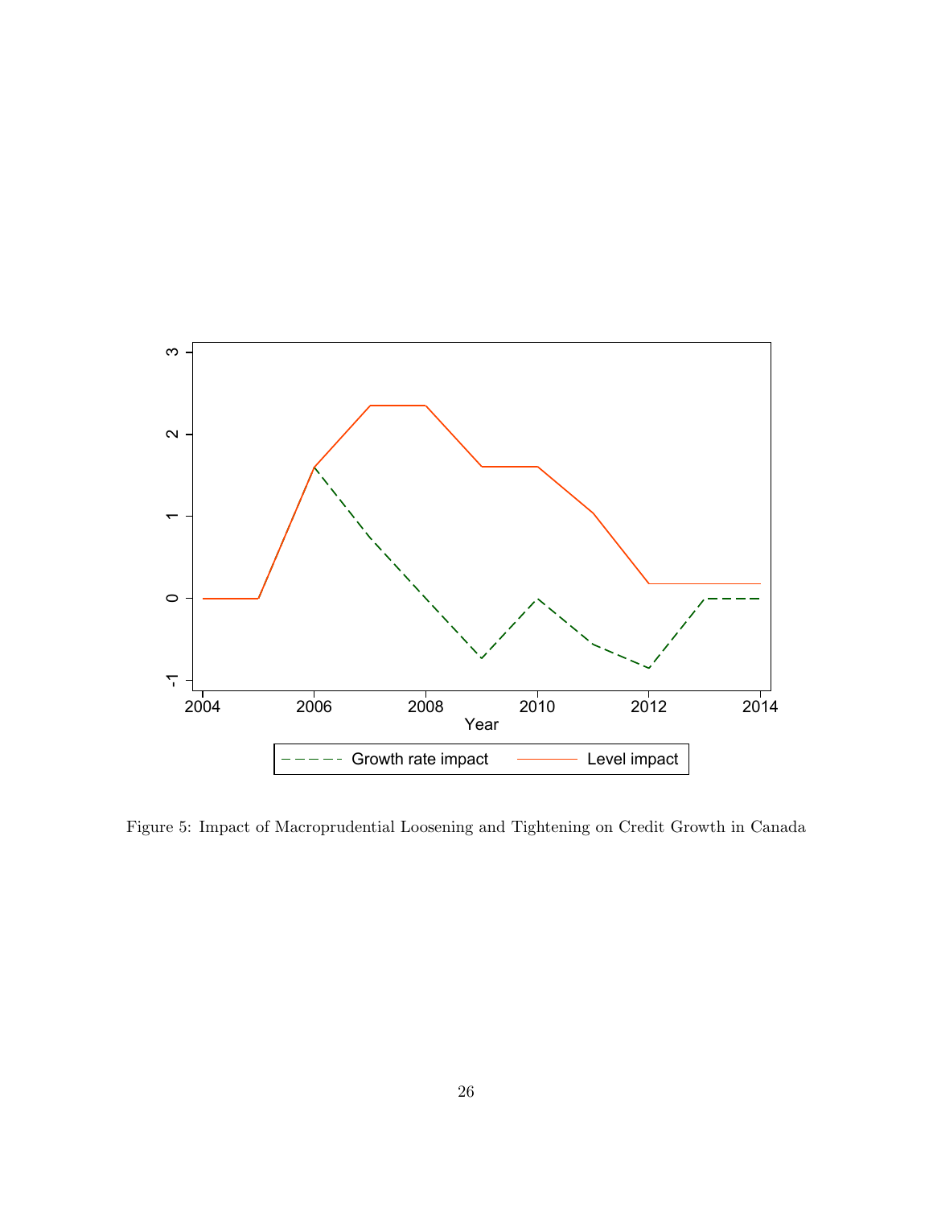Figure 5: Impact of Macroprudential Loosening and Tightening on Credit Growth in Canada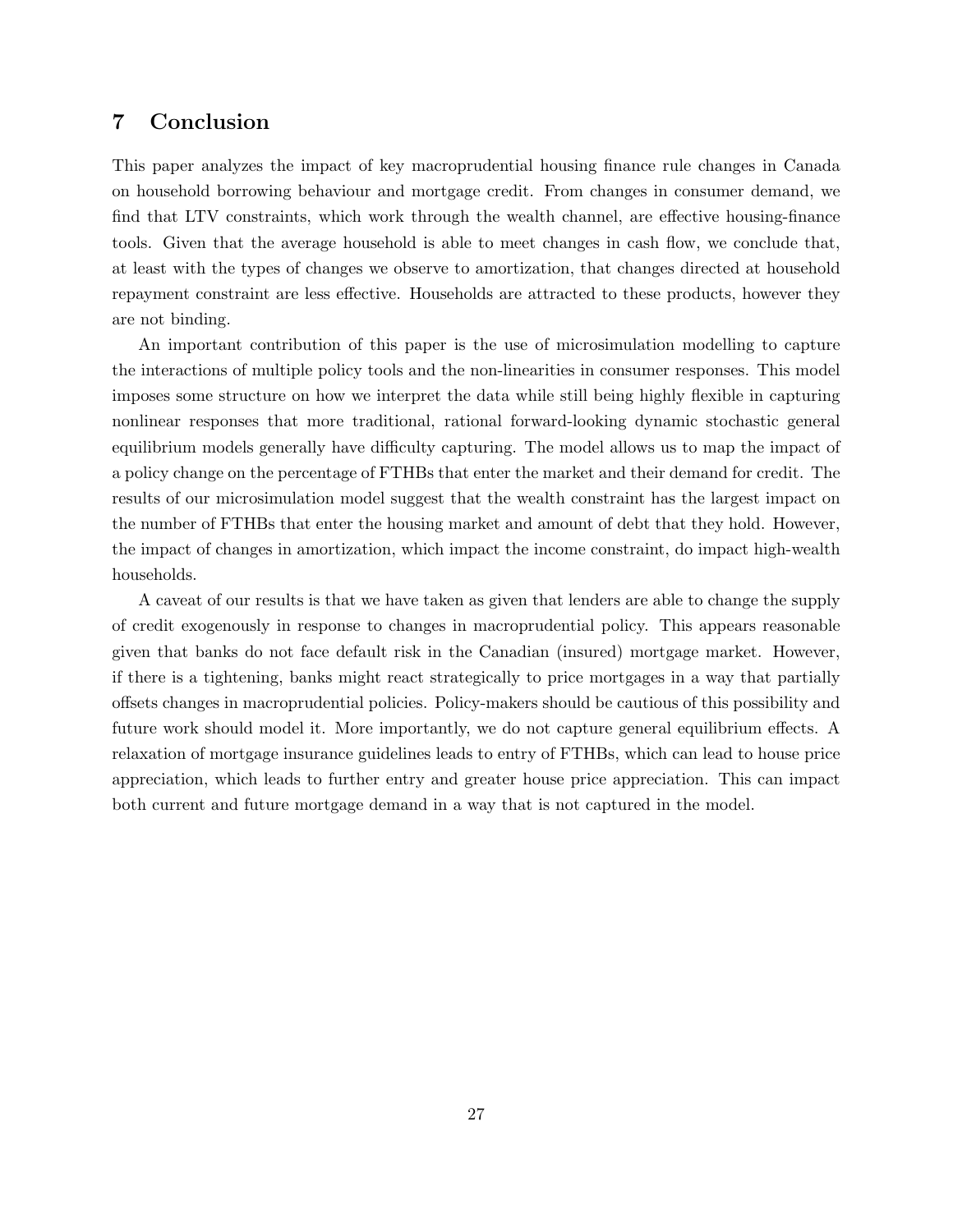## 7 Conclusion

This paper analyzes the impact of key macroprudential housing finance rule changes in Canada on household borrowing behaviour and mortgage credit. From changes in consumer demand, we find that LTV constraints, which work through the wealth channel, are effective housing-finance tools. Given that the average household is able to meet changes in cash flow, we conclude that, at least with the types of changes we observe to amortization, that changes directed at household repayment constraint are less effective. Households are attracted to these products, however they are not binding.

An important contribution of this paper is the use of microsimulation modelling to capture the interactions of multiple policy tools and the non-linearities in consumer responses. This model imposes some structure on how we interpret the data while still being highly flexible in capturing nonlinear responses that more traditional, rational forward-looking dynamic stochastic general equilibrium models generally have difficulty capturing. The model allows us to map the impact of a policy change on the percentage of FTHBs that enter the market and their demand for credit. The results of our microsimulation model suggest that the wealth constraint has the largest impact on the number of FTHBs that enter the housing market and amount of debt that they hold. However, the impact of changes in amortization, which impact the income constraint, do impact high-wealth households.

A caveat of our results is that we have taken as given that lenders are able to change the supply of credit exogenously in response to changes in macroprudential policy. This appears reasonable given that banks do not face default risk in the Canadian (insured) mortgage market. However, if there is a tightening, banks might react strategically to price mortgages in a way that partially offsets changes in macroprudential policies. Policy-makers should be cautious of this possibility and future work should model it. More importantly, we do not capture general equilibrium effects. A relaxation of mortgage insurance guidelines leads to entry of FTHBs, which can lead to house price appreciation, which leads to further entry and greater house price appreciation. This can impact both current and future mortgage demand in a way that is not captured in the model.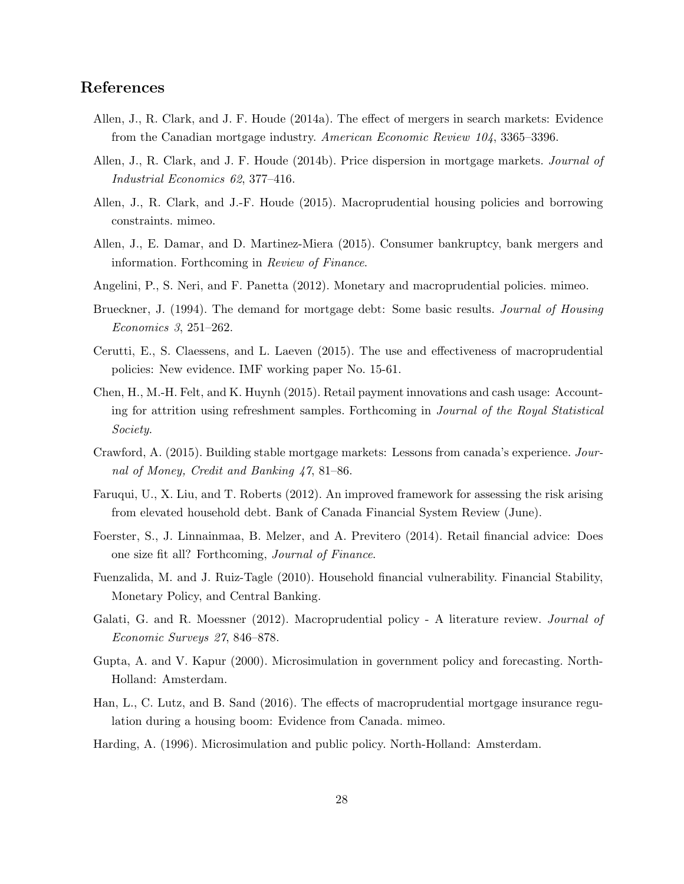## References

Allen, J., R. Clark, and J. F. Houde (2014a). The effect of mergers in search markets: Evidence from the Canadian mortgage industry. *American Economic Review 104*, 3365–3396.

Allen, J., R. Clark, and J. F. Houde (2014b). Price dispersion in mortgage markets. *Journal of Industrial Economics 62*, 377–416.

Allen, J., R. Clark, and J.-F. Houde (2015). Macroprudential housing policies and borrowing constraints. mimeo.

Allen, J., E. Damar, and D. Martinez-Miera (2015). Consumer bankruptcy, bank mergers and information. Forthcoming in *Review of Finance*.

Angelini, P., S. Neri, and F. Panetta (2012). Monetary and macroprudential policies. mimeo.

Brueckner, J. (1994). The demand for mortgage debt: Some basic results. *Journal of Housing Economics 3*, 251–262.

Cerutti, E., S. Claessens, and L. Laeven (2015). The use and effectiveness of macroprudential policies: New evidence. IMF working paper No. 15-61.

Chen, H., M.-H. Felt, and K. Huynh (2015). Retail payment innovations and cash usage: Accounting for attrition using refreshment samples. Forthcoming in *Journal of the Royal Statistical Society*.

Crawford, A. (2015). Building stable mortgage markets: Lessons from canada's experience. *Journal of Money, Credit and Banking 47*, 81–86.

Faruqui, U., X. Liu, and T. Roberts (2012). An improved framework for assessing the risk arising from elevated household debt. Bank of Canada Financial System Review (June).

Foerster, S., J. Linnainmaa, B. Melzer, and A. Previtero (2014). Retail financial advice: Does one size fit all? Forthcoming, *Journal of Finance*.

Fuenzalida, M. and J. Ruiz-Tagle (2010). Household financial vulnerability. Financial Stability, Monetary Policy, and Central Banking.

Galati, G. and R. Moessner (2012). Macroprudential policy - A literature review. *Journal of Economic Surveys 27*, 846–878.

Gupta, A. and V. Kapur (2000). Microsimulation in government policy and forecasting. North-Holland: Amsterdam.

Han, L., C. Lutz, and B. Sand (2016). The effects of macroprudential mortgage insurance regulation during a housing boom: Evidence from Canada. mimeo.

Harding, A. (1996). Microsimulation and public policy. North-Holland: Amsterdam.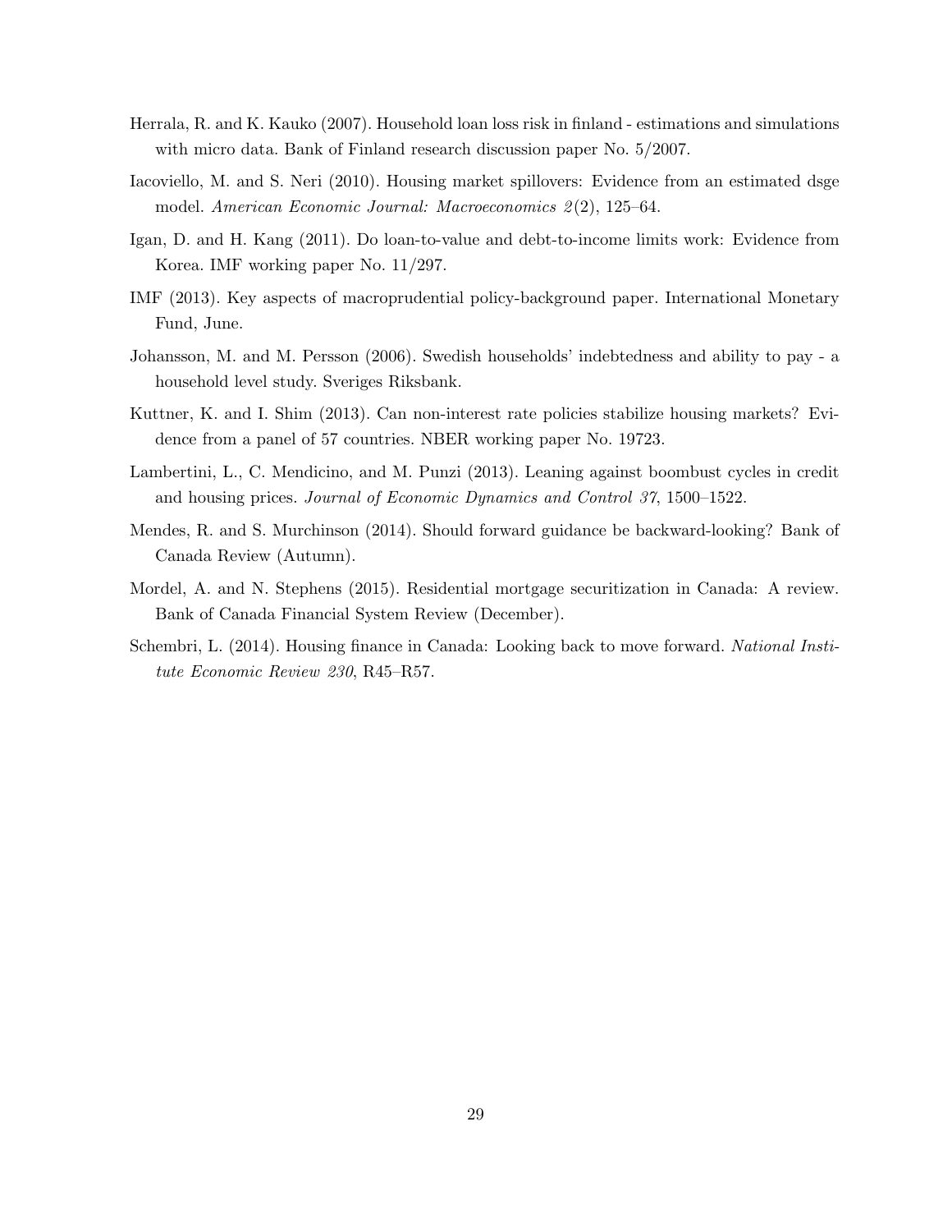Herrala, R. and K. Kauko (2007). Household loan loss risk in finland - estimations and simulations with micro data. Bank of Finland research discussion paper No. 5/2007.

Iacoviello, M. and S. Neri (2010). Housing market spillovers: Evidence from an estimated dsge model. *American Economic Journal: Macroeconomics 2*(2), 125–64.

Igan, D. and H. Kang (2011). Do loan-to-value and debt-to-income limits work: Evidence from Korea. IMF working paper No. 11/297.

IMF (2013). Key aspects of macroprudential policy-background paper. International Monetary Fund, June.

Johansson, M. and M. Persson (2006). Swedish households' indebtedness and ability to pay - a household level study. Sveriges Riksbank.

Kuttner, K. and I. Shim (2013). Can non-interest rate policies stabilize housing markets? Evidence from a panel of 57 countries. NBER working paper No. 19723.

Lambertini, L., C. Mendicino, and M. Punzi (2013). Leaning against boombust cycles in credit and housing prices. *Journal of Economic Dynamics and Control 37*, 1500–1522.

Mendes, R. and S. Murchinson (2014). Should forward guidance be backward-looking? Bank of Canada Review (Autumn).

Mordel, A. and N. Stephens (2015). Residential mortgage securitization in Canada: A review. Bank of Canada Financial System Review (December).

Schembri, L. (2014). Housing finance in Canada: Looking back to move forward. *National Institute Economic Review 230*, R45–R57.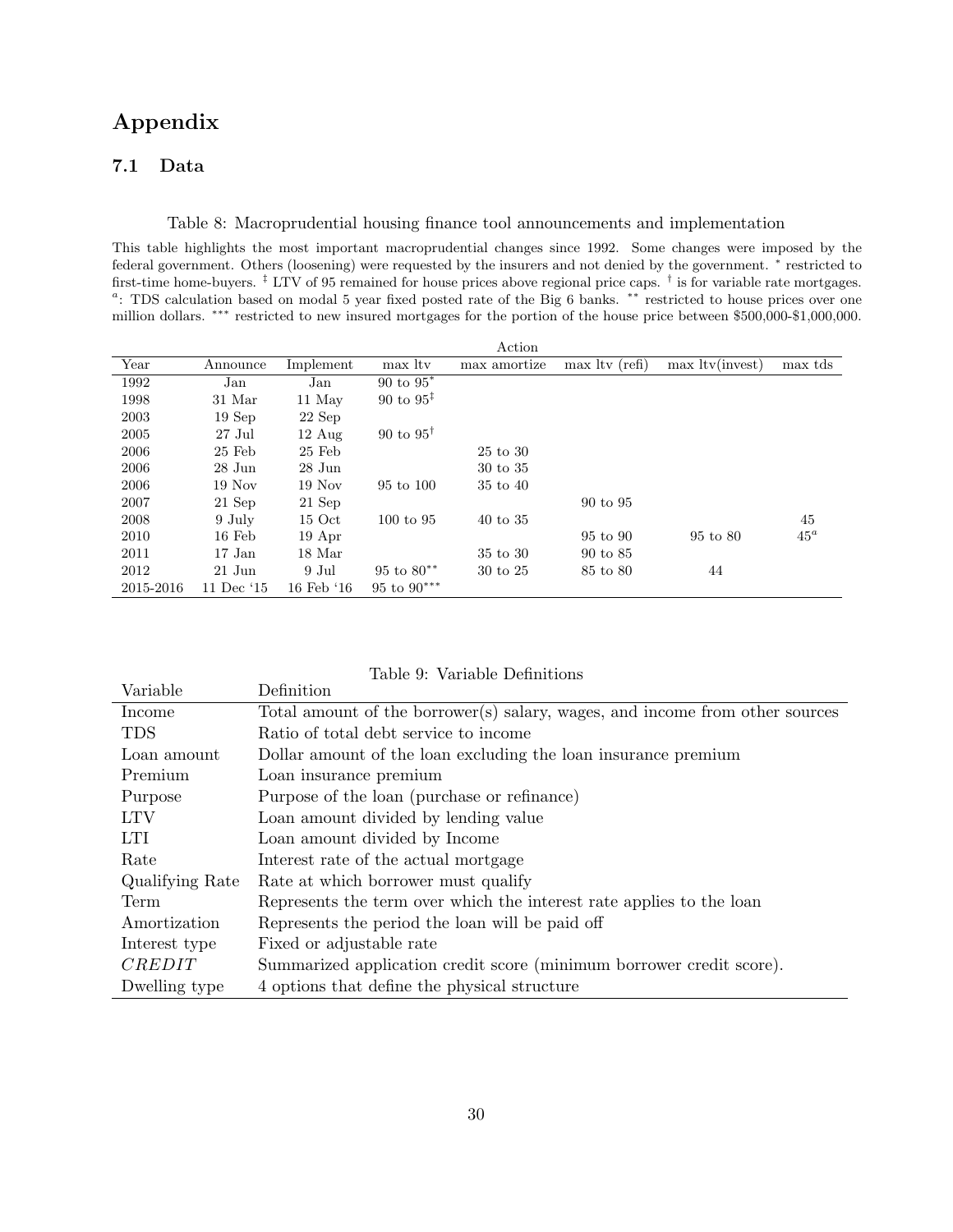# Appendix

## 7.1 Data

Table 8: Macroprudential housing finance tool announcements and implementation

This table highlights the most important macroprudential changes since 1992. Some changes were imposed by the federal government. Others (loosening) were requested by the insurers and not denied by the government. * restricted to first-time home-buyers. ‡ LTV of 95 remained for house prices above regional price caps. † is for variable rate mortgages. [a]: TDS calculation based on modal 5 year fixed posted rate of the Big 6 banks. ** restricted to house prices over one million dollars. *** restricted to new insured mortgages for the portion of the house price between $500,000-$1,000,000.

| | | | Action | | | | |
|---|---|---|---|---|---|---|---|
| Year | Announce | Implement | max ltv | max amortize | max ltv (refi) | max ltv(invest) | max tds |
| 1992 | Jan | Jan | 90 to 95* | | | | |
| 1998 | 31 Mar | 11 May | 90 to 95‡ | | | | |
| 2003 | 19 Sep | 22 Sep | | | | | |
| 2005 | 27 Jul | 12 Aug | 90 to 95† | | | | |
| 2006 | 25 Feb | 25 Feb | | 25 to 30 | | | |
| 2006 | 28 Jun | 28 Jun | | 30 to 35 | | | |
| 2006 | 19 Nov | 19 Nov | 95 to 100 | 35 to 40 | | | |
| 2007 | 21 Sep | 21 Sep | | | 90 to 95 | | |
| 2008 | 9 July | 15 Oct | 100 to 95 | 40 to 35 | | | 45 |
| 2010 | 16 Feb | 19 Apr | | | 95 to 90 | 95 to 80 | 45[a] |
| 2011 | 17 Jan | 18 Mar | | 35 to 30 | 90 to 85 | | |
| 2012 | 21 Jun | 9 Jul | 95 to 80** | 30 to 25 | 85 to 80 | 44 | |
| 2015-2016 | 11 Dec '15 | 16 Feb '16 | 95 to 90*** | | | | |

Table 9: Variable Definitions

| Variable | Definition |
|---|---|
| Income | Total amount of the borrower(s) salary, wages, and income from other sources |
| TDS | Ratio of total debt service to income |
| Loan amount | Dollar amount of the loan excluding the loan insurance premium |
| Premium | Loan insurance premium |
| Purpose | Purpose of the loan (purchase or refinance) |
| LTV | Loan amount divided by lending value |
| LTI | Loan amount divided by Income |
| Rate | Interest rate of the actual mortgage |
| Qualifying Rate | Rate at which borrower must qualify |
| Term | Represents the term over which the interest rate applies to the loan |
| Amortization | Represents the period the loan will be paid off |
| Interest type | Fixed or adjustable rate |
| *CREDIT* | Summarized application credit score (minimum borrower credit score). |
| Dwelling type | 4 options that define the physical structure |